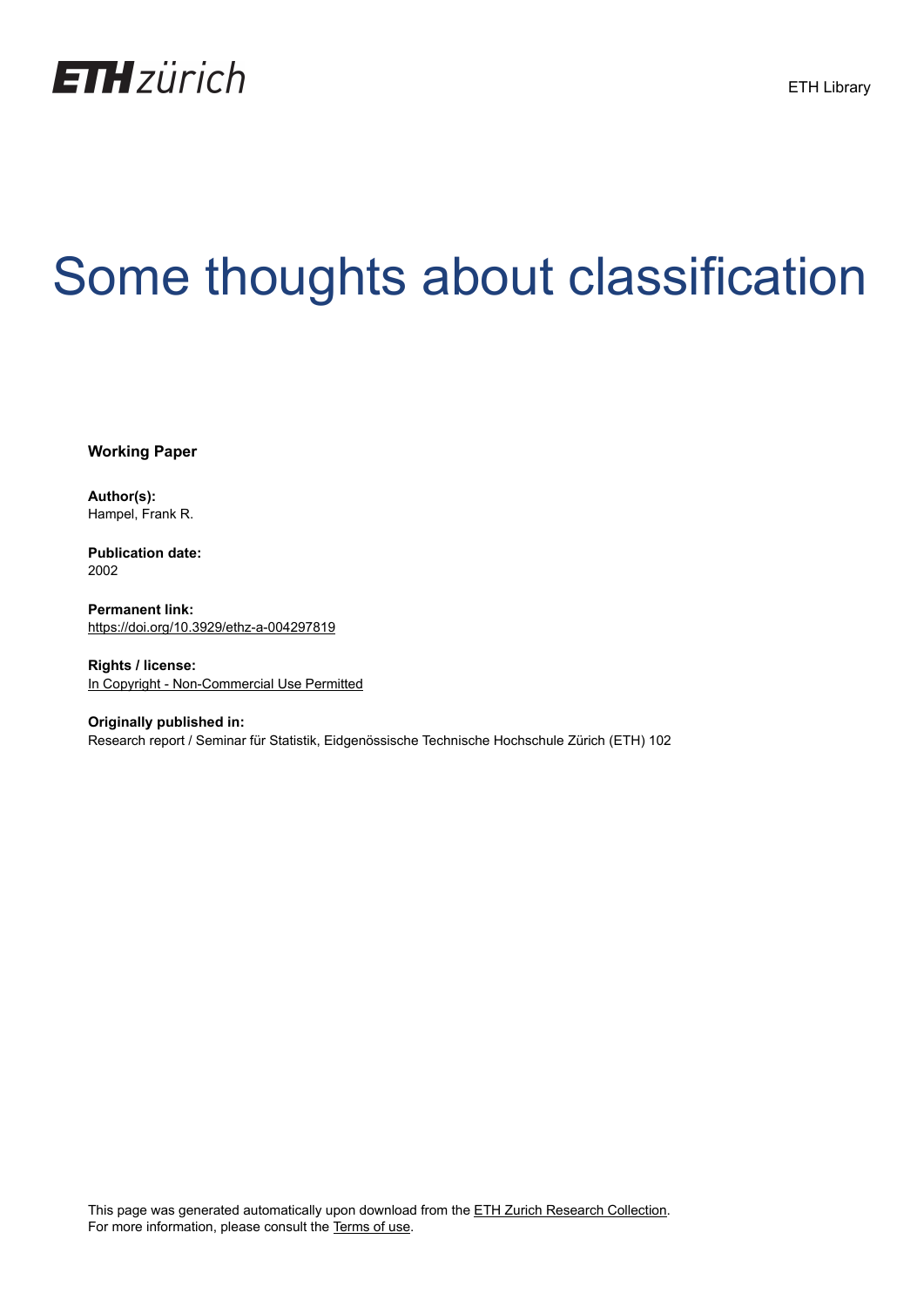ETH Library

# Some thoughts about classification

**Working Paper**

**Author(s):**
Hampel, Frank R.

**Publication date:**
2002

**Permanent link:**
https://doi.org/10.3929/ethz-a-004297819

**Rights / license:**
In Copyright - Non-Commercial Use Permitted

**Originally published in:**
Research report / Seminar für Statistik, Eidgenössische Technische Hochschule Zürich (ETH) 102

This page was generated automatically upon download from the ETH Zurich Research Collection.
For more information, please consult the Terms of use.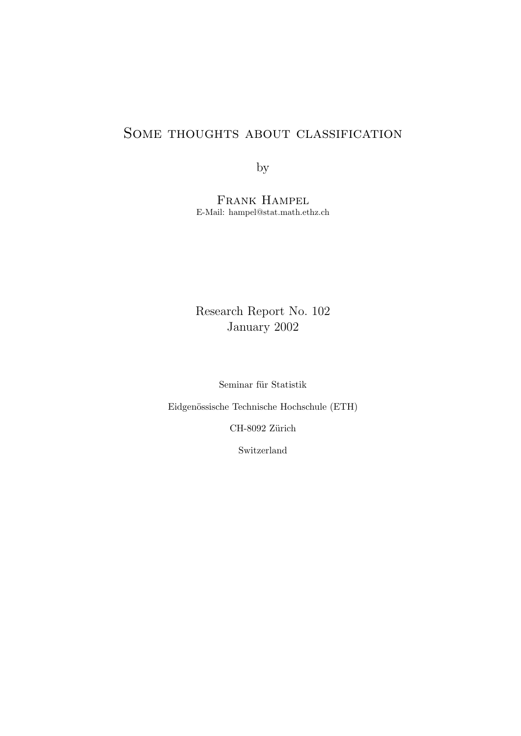# Some thoughts about classification

by

Frank Hampel
E-Mail: hampel@stat.math.ethz.ch

Research Report No. 102
January 2002

Seminar für Statistik

Eidgenössische Technische Hochschule (ETH)

CH-8092 Zürich

Switzerland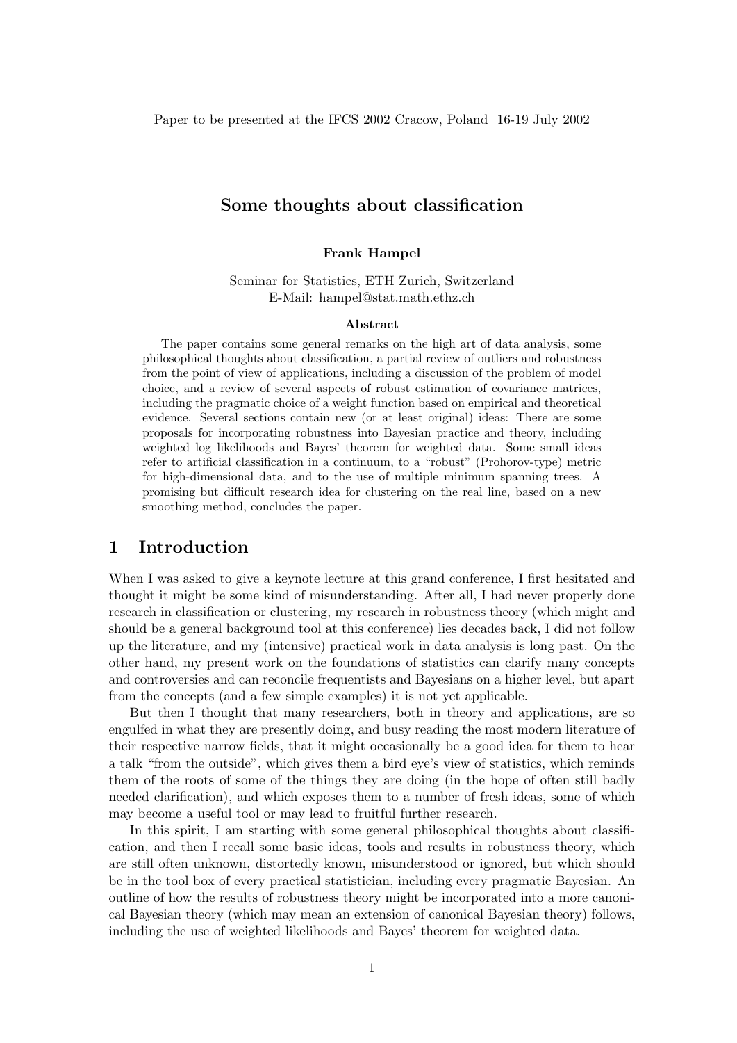Paper to be presented at the IFCS 2002 Cracow, Poland 16-19 July 2002

# Some thoughts about classification

**Frank Hampel**

Seminar for Statistics, ETH Zurich, Switzerland
E-Mail: hampel@stat.math.ethz.ch

**Abstract**

The paper contains some general remarks on the high art of data analysis, some philosophical thoughts about classification, a partial review of outliers and robustness from the point of view of applications, including a discussion of the problem of model choice, and a review of several aspects of robust estimation of covariance matrices, including the pragmatic choice of a weight function based on empirical and theoretical evidence. Several sections contain new (or at least original) ideas: There are some proposals for incorporating robustness into Bayesian practice and theory, including weighted log likelihoods and Bayes' theorem for weighted data. Some small ideas refer to artificial classification in a continuum, to a "robust" (Prohorov-type) metric for high-dimensional data, and to the use of multiple minimum spanning trees. A promising but difficult research idea for clustering on the real line, based on a new smoothing method, concludes the paper.

## 1 Introduction

When I was asked to give a keynote lecture at this grand conference, I first hesitated and thought it might be some kind of misunderstanding. After all, I had never properly done research in classification or clustering, my research in robustness theory (which might and should be a general background tool at this conference) lies decades back, I did not follow up the literature, and my (intensive) practical work in data analysis is long past. On the other hand, my present work on the foundations of statistics can clarify many concepts and controversies and can reconcile frequentists and Bayesians on a higher level, but apart from the concepts (and a few simple examples) it is not yet applicable.

But then I thought that many researchers, both in theory and applications, are so engulfed in what they are presently doing, and busy reading the most modern literature of their respective narrow fields, that it might occasionally be a good idea for them to hear a talk "from the outside", which gives them a bird eye's view of statistics, which reminds them of the roots of some of the things they are doing (in the hope of often still badly needed clarification), and which exposes them to a number of fresh ideas, some of which may become a useful tool or may lead to fruitful further research.

In this spirit, I am starting with some general philosophical thoughts about classification, and then I recall some basic ideas, tools and results in robustness theory, which are still often unknown, distortedly known, misunderstood or ignored, but which should be in the tool box of every practical statistician, including every pragmatic Bayesian. An outline of how the results of robustness theory might be incorporated into a more canonical Bayesian theory (which may mean an extension of canonical Bayesian theory) follows, including the use of weighted likelihoods and Bayes' theorem for weighted data.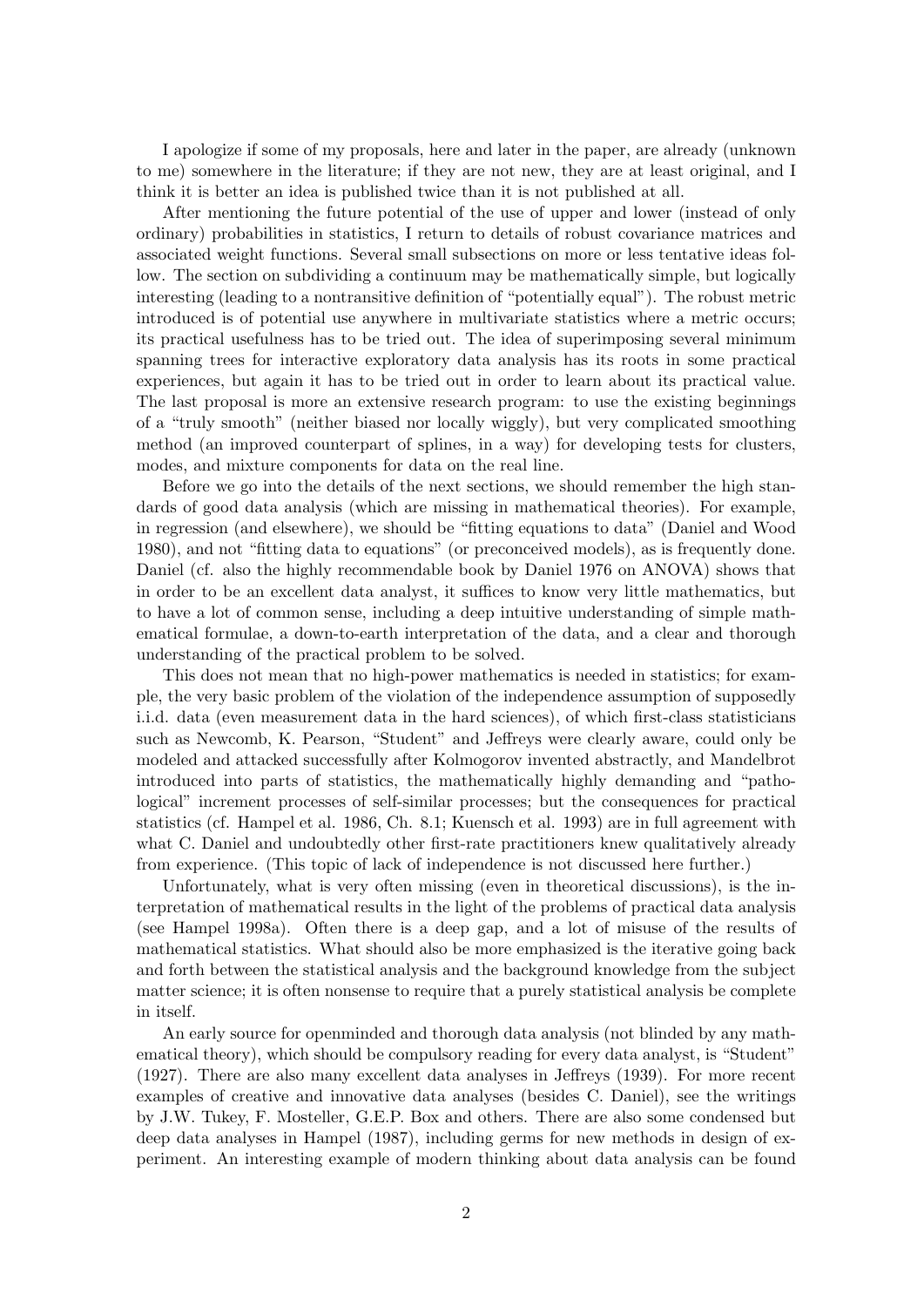I apologize if some of my proposals, here and later in the paper, are already (unknown to me) somewhere in the literature; if they are not new, they are at least original, and I think it is better an idea is published twice than it is not published at all.

After mentioning the future potential of the use of upper and lower (instead of only ordinary) probabilities in statistics, I return to details of robust covariance matrices and associated weight functions. Several small subsections on more or less tentative ideas follow. The section on subdividing a continuum may be mathematically simple, but logically interesting (leading to a nontransitive definition of "potentially equal"). The robust metric introduced is of potential use anywhere in multivariate statistics where a metric occurs; its practical usefulness has to be tried out. The idea of superimposing several minimum spanning trees for interactive exploratory data analysis has its roots in some practical experiences, but again it has to be tried out in order to learn about its practical value. The last proposal is more an extensive research program: to use the existing beginnings of a "truly smooth" (neither biased nor locally wiggly), but very complicated smoothing method (an improved counterpart of splines, in a way) for developing tests for clusters, modes, and mixture components for data on the real line.

Before we go into the details of the next sections, we should remember the high standards of good data analysis (which are missing in mathematical theories). For example, in regression (and elsewhere), we should be "fitting equations to data" (Daniel and Wood 1980), and not "fitting data to equations" (or preconceived models), as is frequently done. Daniel (cf. also the highly recommendable book by Daniel 1976 on ANOVA) shows that in order to be an excellent data analyst, it suffices to know very little mathematics, but to have a lot of common sense, including a deep intuitive understanding of simple mathematical formulae, a down-to-earth interpretation of the data, and a clear and thorough understanding of the practical problem to be solved.

This does not mean that no high-power mathematics is needed in statistics; for example, the very basic problem of the violation of the independence assumption of supposedly i.i.d. data (even measurement data in the hard sciences), of which first-class statisticians such as Newcomb, K. Pearson, "Student" and Jeffreys were clearly aware, could only be modeled and attacked successfully after Kolmogorov invented abstractly, and Mandelbrot introduced into parts of statistics, the mathematically highly demanding and "pathological" increment processes of self-similar processes; but the consequences for practical statistics (cf. Hampel et al. 1986, Ch. 8.1; Kuensch et al. 1993) are in full agreement with what C. Daniel and undoubtedly other first-rate practitioners knew qualitatively already from experience. (This topic of lack of independence is not discussed here further.)

Unfortunately, what is very often missing (even in theoretical discussions), is the interpretation of mathematical results in the light of the problems of practical data analysis (see Hampel 1998a). Often there is a deep gap, and a lot of misuse of the results of mathematical statistics. What should also be more emphasized is the iterative going back and forth between the statistical analysis and the background knowledge from the subject matter science; it is often nonsense to require that a purely statistical analysis be complete in itself.

An early source for openminded and thorough data analysis (not blinded by any mathematical theory), which should be compulsory reading for every data analyst, is "Student" (1927). There are also many excellent data analyses in Jeffreys (1939). For more recent examples of creative and innovative data analyses (besides C. Daniel), see the writings by J.W. Tukey, F. Mosteller, G.E.P. Box and others. There are also some condensed but deep data analyses in Hampel (1987), including germs for new methods in design of experiment. An interesting example of modern thinking about data analysis can be found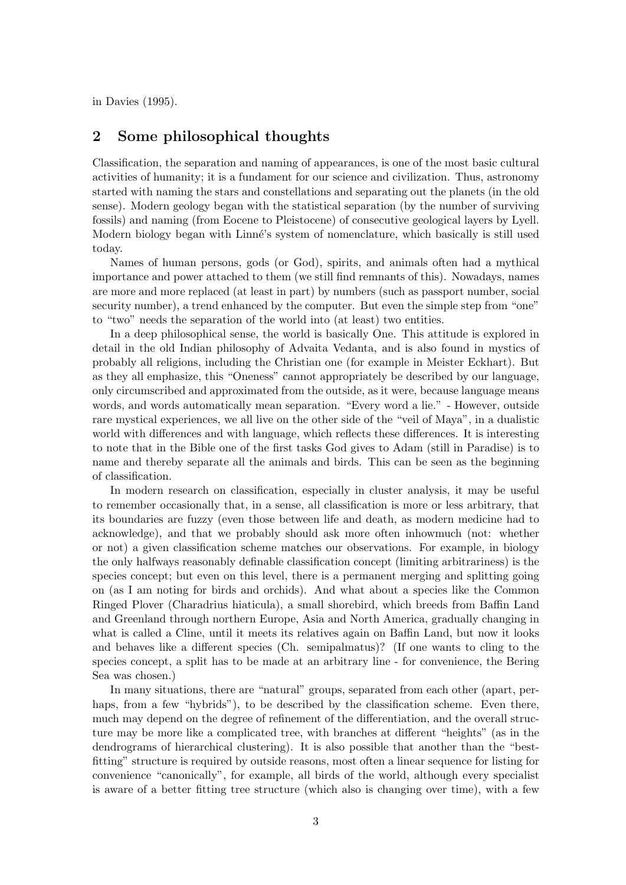in Davies (1995).

## 2 Some philosophical thoughts

Classification, the separation and naming of appearances, is one of the most basic cultural activities of humanity; it is a fundament for our science and civilization. Thus, astronomy started with naming the stars and constellations and separating out the planets (in the old sense). Modern geology began with the statistical separation (by the number of surviving fossils) and naming (from Eocene to Pleistocene) of consecutive geological layers by Lyell. Modern biology began with Linné's system of nomenclature, which basically is still used today.

Names of human persons, gods (or God), spirits, and animals often had a mythical importance and power attached to them (we still find remnants of this). Nowadays, names are more and more replaced (at least in part) by numbers (such as passport number, social security number), a trend enhanced by the computer. But even the simple step from "one" to "two" needs the separation of the world into (at least) two entities.

In a deep philosophical sense, the world is basically One. This attitude is explored in detail in the old Indian philosophy of Advaita Vedanta, and is also found in mystics of probably all religions, including the Christian one (for example in Meister Eckhart). But as they all emphasize, this "Oneness" cannot appropriately be described by our language, only circumscribed and approximated from the outside, as it were, because language means words, and words automatically mean separation. "Every word a lie." - However, outside rare mystical experiences, we all live on the other side of the "veil of Maya", in a dualistic world with differences and with language, which reflects these differences. It is interesting to note that in the Bible one of the first tasks God gives to Adam (still in Paradise) is to name and thereby separate all the animals and birds. This can be seen as the beginning of classification.

In modern research on classification, especially in cluster analysis, it may be useful to remember occasionally that, in a sense, all classification is more or less arbitrary, that its boundaries are fuzzy (even those between life and death, as modern medicine had to acknowledge), and that we probably should ask more often inhowmuch (not: whether or not) a given classification scheme matches our observations. For example, in biology the only halfways reasonably definable classification concept (limiting arbitrariness) is the species concept; but even on this level, there is a permanent merging and splitting going on (as I am noting for birds and orchids). And what about a species like the Common Ringed Plover (Charadrius hiaticula), a small shorebird, which breeds from Baffin Land and Greenland through northern Europe, Asia and North America, gradually changing in what is called a Cline, until it meets its relatives again on Baffin Land, but now it looks and behaves like a different species (Ch. semipalmatus)? (If one wants to cling to the species concept, a split has to be made at an arbitrary line - for convenience, the Bering Sea was chosen.)

In many situations, there are "natural" groups, separated from each other (apart, perhaps, from a few "hybrids"), to be described by the classification scheme. Even there, much may depend on the degree of refinement of the differentiation, and the overall structure may be more like a complicated tree, with branches at different "heights" (as in the dendrograms of hierarchical clustering). It is also possible that another than the "best-fitting" structure is required by outside reasons, most often a linear sequence for listing for convenience "canonically", for example, all birds of the world, although every specialist is aware of a better fitting tree structure (which also is changing over time), with a few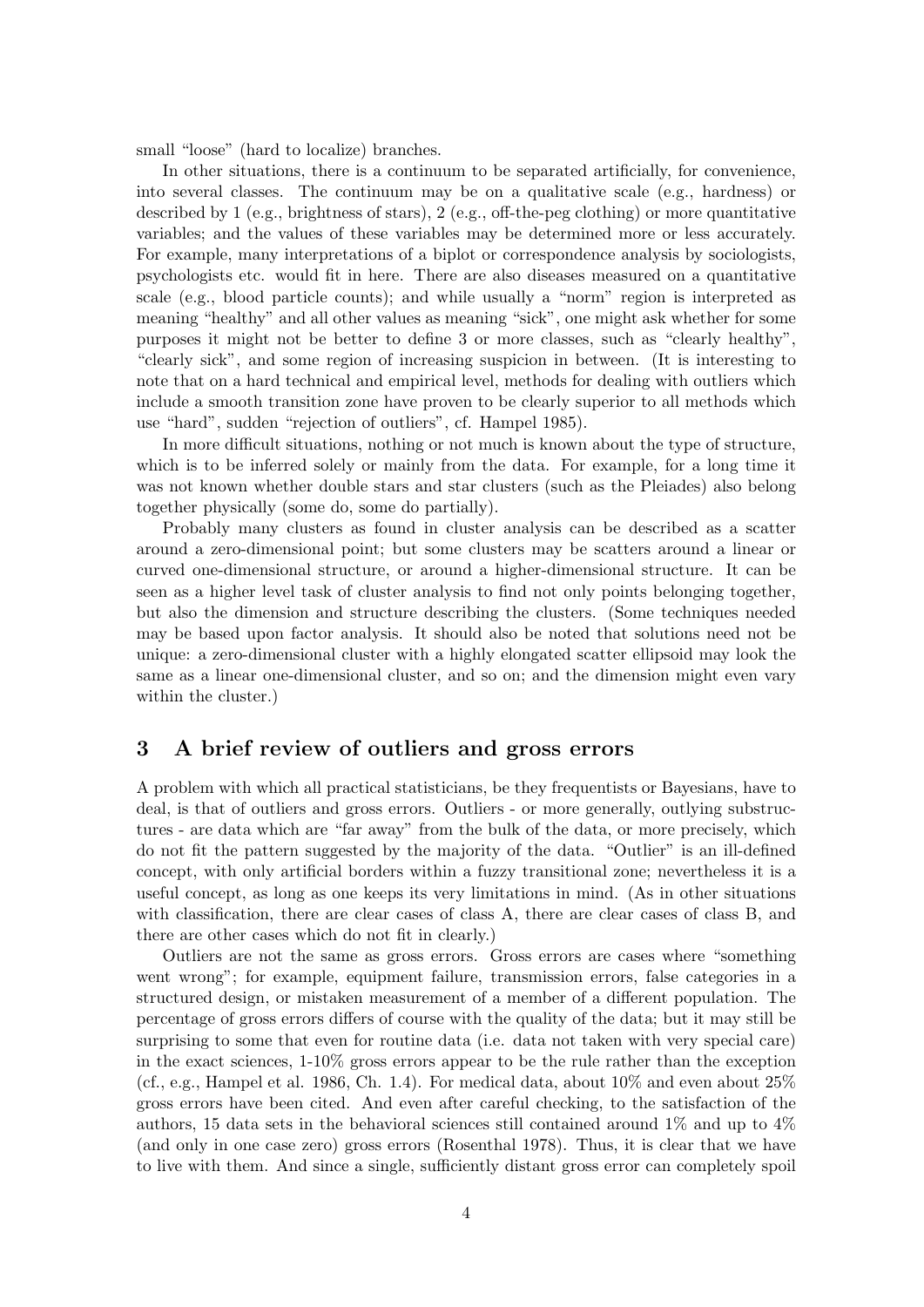small "loose" (hard to localize) branches.

In other situations, there is a continuum to be separated artificially, for convenience, into several classes. The continuum may be on a qualitative scale (e.g., hardness) or described by 1 (e.g., brightness of stars), 2 (e.g., off-the-peg clothing) or more quantitative variables; and the values of these variables may be determined more or less accurately. For example, many interpretations of a biplot or correspondence analysis by sociologists, psychologists etc. would fit in here. There are also diseases measured on a quantitative scale (e.g., blood particle counts); and while usually a "norm" region is interpreted as meaning "healthy" and all other values as meaning "sick", one might ask whether for some purposes it might not be better to define 3 or more classes, such as "clearly healthy", "clearly sick", and some region of increasing suspicion in between. (It is interesting to note that on a hard technical and empirical level, methods for dealing with outliers which include a smooth transition zone have proven to be clearly superior to all methods which use "hard", sudden "rejection of outliers", cf. Hampel 1985).

In more difficult situations, nothing or not much is known about the type of structure, which is to be inferred solely or mainly from the data. For example, for a long time it was not known whether double stars and star clusters (such as the Pleiades) also belong together physically (some do, some do partially).

Probably many clusters as found in cluster analysis can be described as a scatter around a zero-dimensional point; but some clusters may be scatters around a linear or curved one-dimensional structure, or around a higher-dimensional structure. It can be seen as a higher level task of cluster analysis to find not only points belonging together, but also the dimension and structure describing the clusters. (Some techniques needed may be based upon factor analysis. It should also be noted that solutions need not be unique: a zero-dimensional cluster with a highly elongated scatter ellipsoid may look the same as a linear one-dimensional cluster, and so on; and the dimension might even vary within the cluster.)

## 3 A brief review of outliers and gross errors

A problem with which all practical statisticians, be they frequentists or Bayesians, have to deal, is that of outliers and gross errors. Outliers - or more generally, outlying substructures - are data which are "far away" from the bulk of the data, or more precisely, which do not fit the pattern suggested by the majority of the data. "Outlier" is an ill-defined concept, with only artificial borders within a fuzzy transitional zone; nevertheless it is a useful concept, as long as one keeps its very limitations in mind. (As in other situations with classification, there are clear cases of class A, there are clear cases of class B, and there are other cases which do not fit in clearly.)

Outliers are not the same as gross errors. Gross errors are cases where "something went wrong"; for example, equipment failure, transmission errors, false categories in a structured design, or mistaken measurement of a member of a different population. The percentage of gross errors differs of course with the quality of the data; but it may still be surprising to some that even for routine data (i.e. data not taken with very special care) in the exact sciences, 1-10% gross errors appear to be the rule rather than the exception (cf., e.g., Hampel et al. 1986, Ch. 1.4). For medical data, about 10% and even about 25% gross errors have been cited. And even after careful checking, to the satisfaction of the authors, 15 data sets in the behavioral sciences still contained around 1% and up to 4% (and only in one case zero) gross errors (Rosenthal 1978). Thus, it is clear that we have to live with them. And since a single, sufficiently distant gross error can completely spoil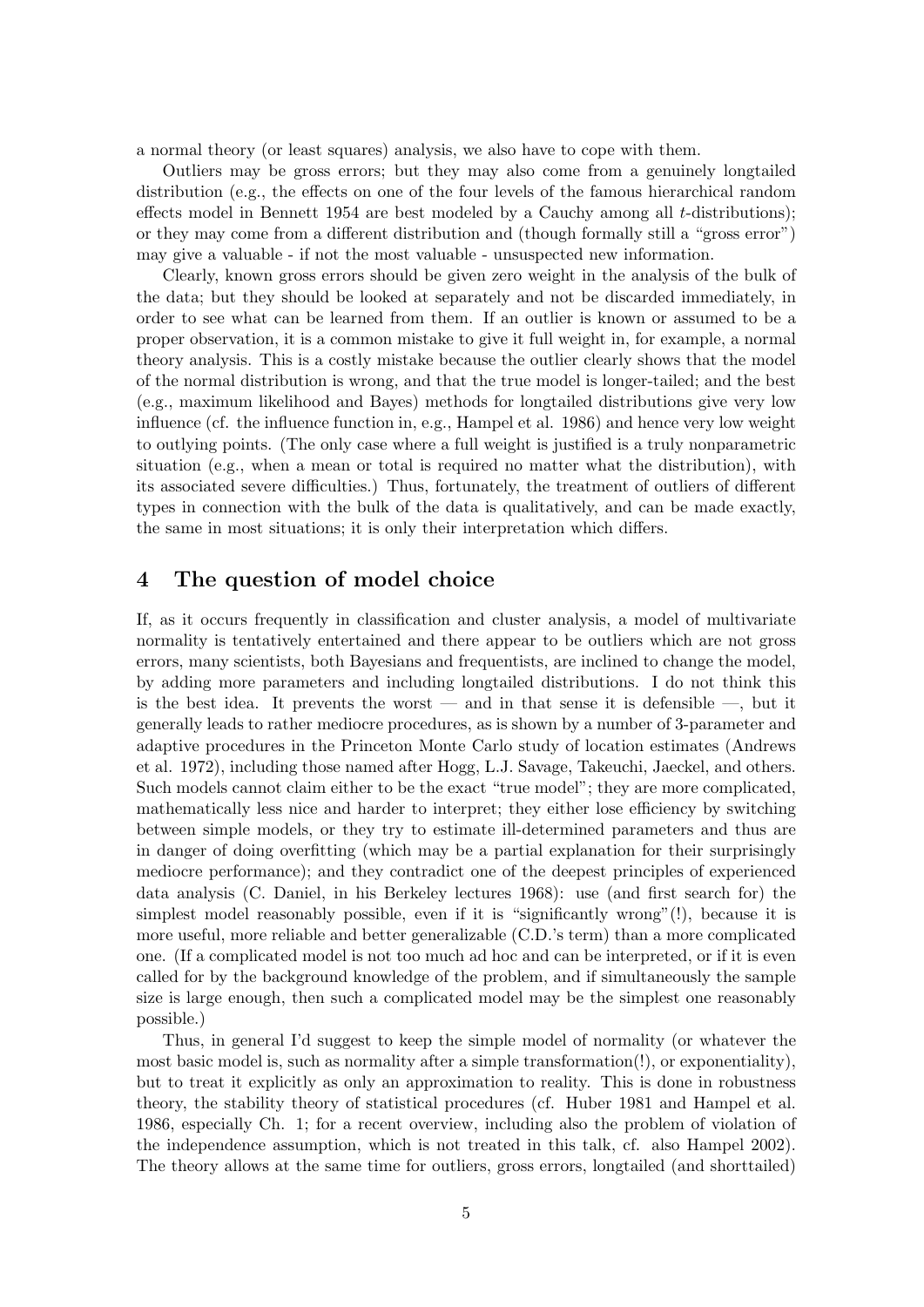a normal theory (or least squares) analysis, we also have to cope with them.

Outliers may be gross errors; but they may also come from a genuinely longtailed distribution (e.g., the effects on one of the four levels of the famous hierarchical random effects model in Bennett 1954 are best modeled by a Cauchy among all $t$-distributions); or they may come from a different distribution and (though formally still a "gross error") may give a valuable - if not the most valuable - unsuspected new information.

Clearly, known gross errors should be given zero weight in the analysis of the bulk of the data; but they should be looked at separately and not be discarded immediately, in order to see what can be learned from them. If an outlier is known or assumed to be a proper observation, it is a common mistake to give it full weight in, for example, a normal theory analysis. This is a costly mistake because the outlier clearly shows that the model of the normal distribution is wrong, and that the true model is longer-tailed; and the best (e.g., maximum likelihood and Bayes) methods for longtailed distributions give very low influence (cf. the influence function in, e.g., Hampel et al. 1986) and hence very low weight to outlying points. (The only case where a full weight is justified is a truly nonparametric situation (e.g., when a mean or total is required no matter what the distribution), with its associated severe difficulties.) Thus, fortunately, the treatment of outliers of different types in connection with the bulk of the data is qualitatively, and can be made exactly, the same in most situations; it is only their interpretation which differs.

## 4 The question of model choice

If, as it occurs frequently in classification and cluster analysis, a model of multivariate normality is tentatively entertained and there appear to be outliers which are not gross errors, many scientists, both Bayesians and frequentists, are inclined to change the model, by adding more parameters and including longtailed distributions. I do not think this is the best idea. It prevents the worst — and in that sense it is defensible —, but it generally leads to rather mediocre procedures, as is shown by a number of 3-parameter and adaptive procedures in the Princeton Monte Carlo study of location estimates (Andrews et al. 1972), including those named after Hogg, L.J. Savage, Takeuchi, Jaeckel, and others. Such models cannot claim either to be the exact "true model"; they are more complicated, mathematically less nice and harder to interpret; they either lose efficiency by switching between simple models, or they try to estimate ill-determined parameters and thus are in danger of doing overfitting (which may be a partial explanation for their surprisingly mediocre performance); and they contradict one of the deepest principles of experienced data analysis (C. Daniel, in his Berkeley lectures 1968): use (and first search for) the simplest model reasonably possible, even if it is "significantly wrong"(!), because it is more useful, more reliable and better generalizable (C.D.'s term) than a more complicated one. (If a complicated model is not too much ad hoc and can be interpreted, or if it is even called for by the background knowledge of the problem, and if simultaneously the sample size is large enough, then such a complicated model may be the simplest one reasonably possible.)

Thus, in general I'd suggest to keep the simple model of normality (or whatever the most basic model is, such as normality after a simple transformation(!), or exponentiality), but to treat it explicitly as only an approximation to reality. This is done in robustness theory, the stability theory of statistical procedures (cf. Huber 1981 and Hampel et al. 1986, especially Ch. 1; for a recent overview, including also the problem of violation of the independence assumption, which is not treated in this talk, cf. also Hampel 2002). The theory allows at the same time for outliers, gross errors, longtailed (and shorttailed)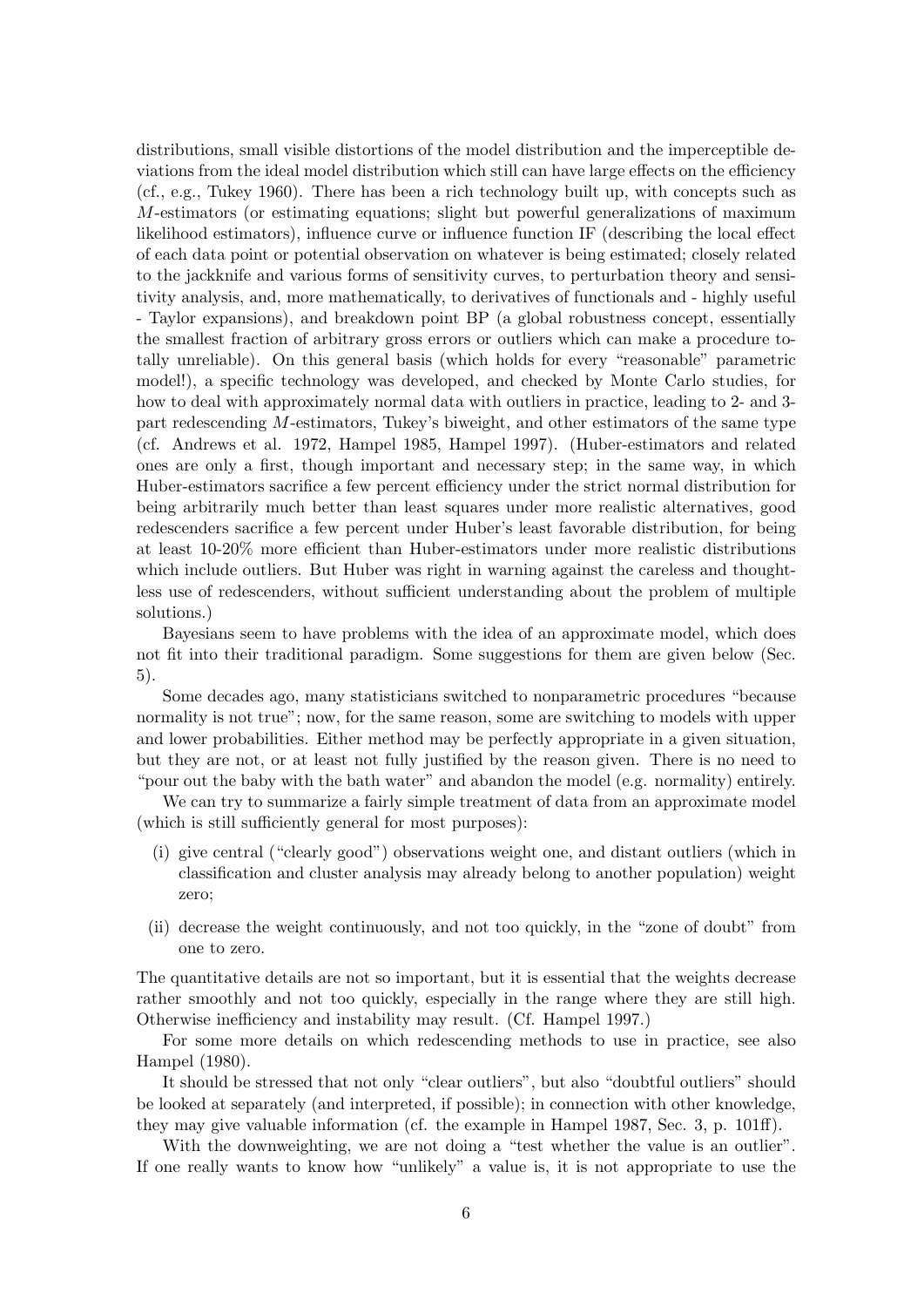distributions, small visible distortions of the model distribution and the imperceptible deviations from the ideal model distribution which still can have large effects on the efficiency (cf., e.g., Tukey 1960). There has been a rich technology built up, with concepts such as $M$-estimators (or estimating equations; slight but powerful generalizations of maximum likelihood estimators), influence curve or influence function IF (describing the local effect of each data point or potential observation on whatever is being estimated; closely related to the jackknife and various forms of sensitivity curves, to perturbation theory and sensitivity analysis, and, more mathematically, to derivatives of functionals and - highly useful - Taylor expansions), and breakdown point BP (a global robustness concept, essentially the smallest fraction of arbitrary gross errors or outliers which can make a procedure totally unreliable). On this general basis (which holds for every "reasonable" parametric model!), a specific technology was developed, and checked by Monte Carlo studies, for how to deal with approximately normal data with outliers in practice, leading to 2- and 3-part redescending $M$-estimators, Tukey's biweight, and other estimators of the same type (cf. Andrews et al. 1972, Hampel 1985, Hampel 1997). (Huber-estimators and related ones are only a first, though important and necessary step; in the same way, in which Huber-estimators sacrifice a few percent efficiency under the strict normal distribution for being arbitrarily much better than least squares under more realistic alternatives, good redescenders sacrifice a few percent under Huber's least favorable distribution, for being at least 10-20% more efficient than Huber-estimators under more realistic distributions which include outliers. But Huber was right in warning against the careless and thoughtless use of redescenders, without sufficient understanding about the problem of multiple solutions.)

Bayesians seem to have problems with the idea of an approximate model, which does not fit into their traditional paradigm. Some suggestions for them are given below (Sec. 5).

Some decades ago, many statisticians switched to nonparametric procedures "because normality is not true"; now, for the same reason, some are switching to models with upper and lower probabilities. Either method may be perfectly appropriate in a given situation, but they are not, or at least not fully justified by the reason given. There is no need to "pour out the baby with the bath water" and abandon the model (e.g. normality) entirely.

We can try to summarize a fairly simple treatment of data from an approximate model (which is still sufficiently general for most purposes):

(i) give central ("clearly good") observations weight one, and distant outliers (which in classification and cluster analysis may already belong to another population) weight zero;

(ii) decrease the weight continuously, and not too quickly, in the "zone of doubt" from one to zero.

The quantitative details are not so important, but it is essential that the weights decrease rather smoothly and not too quickly, especially in the range where they are still high. Otherwise inefficiency and instability may result. (Cf. Hampel 1997.)

For some more details on which redescending methods to use in practice, see also Hampel (1980).

It should be stressed that not only "clear outliers", but also "doubtful outliers" should be looked at separately (and interpreted, if possible); in connection with other knowledge, they may give valuable information (cf. the example in Hampel 1987, Sec. 3, p. 101ff).

With the downweighting, we are not doing a "test whether the value is an outlier". If one really wants to know how "unlikely" a value is, it is not appropriate to use the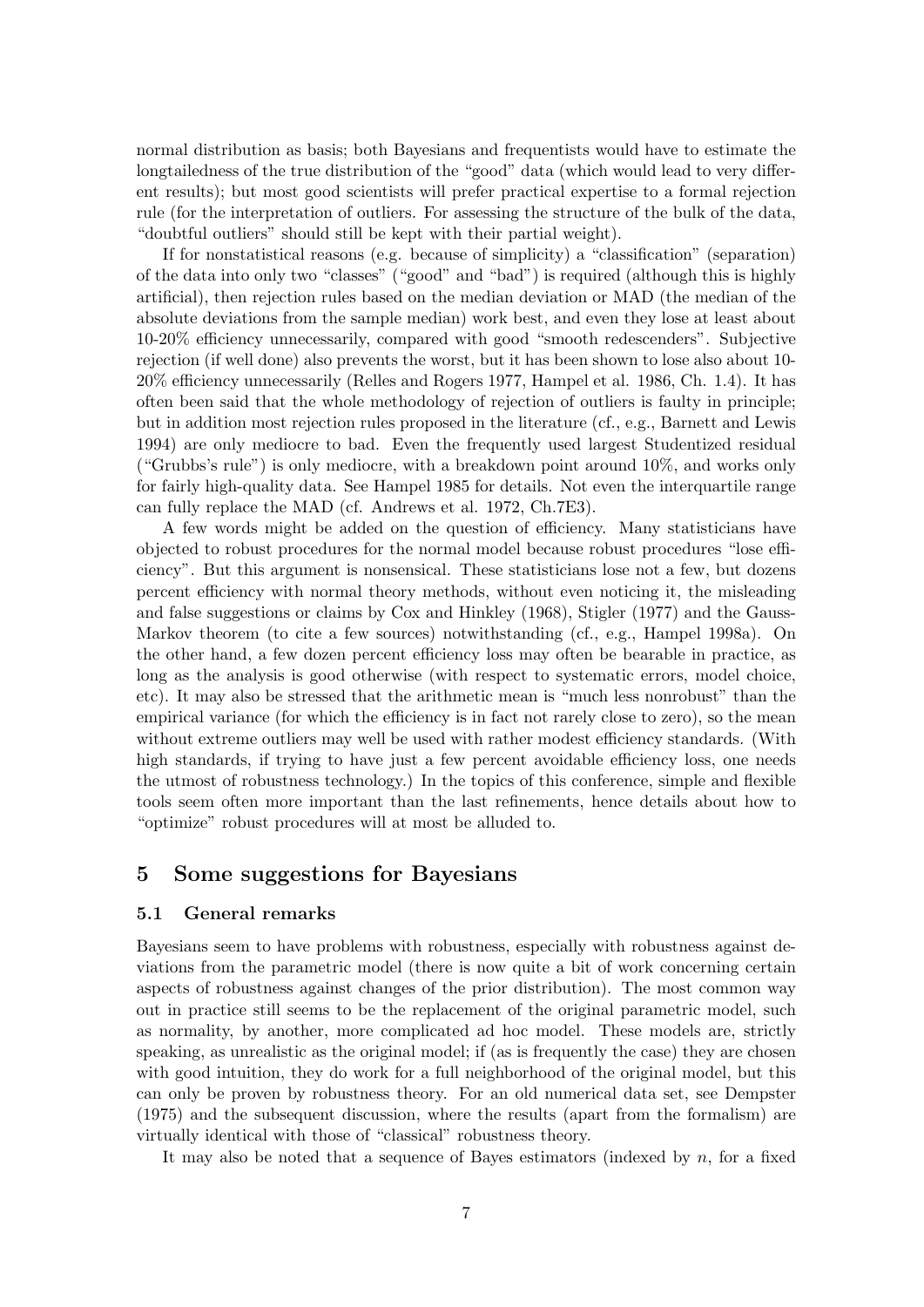normal distribution as basis; both Bayesians and frequentists would have to estimate the longtailedness of the true distribution of the "good" data (which would lead to very different results); but most good scientists will prefer practical expertise to a formal rejection rule (for the interpretation of outliers. For assessing the structure of the bulk of the data, "doubtful outliers" should still be kept with their partial weight).

If for nonstatistical reasons (e.g. because of simplicity) a "classification" (separation) of the data into only two "classes" ("good" and "bad") is required (although this is highly artificial), then rejection rules based on the median deviation or MAD (the median of the absolute deviations from the sample median) work best, and even they lose at least about 10-20% efficiency unnecessarily, compared with good "smooth redescenders". Subjective rejection (if well done) also prevents the worst, but it has been shown to lose also about 10-20% efficiency unnecessarily (Relles and Rogers 1977, Hampel et al. 1986, Ch. 1.4). It has often been said that the whole methodology of rejection of outliers is faulty in principle; but in addition most rejection rules proposed in the literature (cf., e.g., Barnett and Lewis 1994) are only mediocre to bad. Even the frequently used largest Studentized residual ("Grubbs's rule") is only mediocre, with a breakdown point around 10%, and works only for fairly high-quality data. See Hampel 1985 for details. Not even the interquartile range can fully replace the MAD (cf. Andrews et al. 1972, Ch.7E3).

A few words might be added on the question of efficiency. Many statisticians have objected to robust procedures for the normal model because robust procedures "lose efficiency". But this argument is nonsensical. These statisticians lose not a few, but dozens percent efficiency with normal theory methods, without even noticing it, the misleading and false suggestions or claims by Cox and Hinkley (1968), Stigler (1977) and the Gauss-Markov theorem (to cite a few sources) notwithstanding (cf., e.g., Hampel 1998a). On the other hand, a few dozen percent efficiency loss may often be bearable in practice, as long as the analysis is good otherwise (with respect to systematic errors, model choice, etc). It may also be stressed that the arithmetic mean is "much less nonrobust" than the empirical variance (for which the efficiency is in fact not rarely close to zero), so the mean without extreme outliers may well be used with rather modest efficiency standards. (With high standards, if trying to have just a few percent avoidable efficiency loss, one needs the utmost of robustness technology.) In the topics of this conference, simple and flexible tools seem often more important than the last refinements, hence details about how to "optimize" robust procedures will at most be alluded to.

## 5 Some suggestions for Bayesians

### 5.1 General remarks

Bayesians seem to have problems with robustness, especially with robustness against deviations from the parametric model (there is now quite a bit of work concerning certain aspects of robustness against changes of the prior distribution). The most common way out in practice still seems to be the replacement of the original parametric model, such as normality, by another, more complicated ad hoc model. These models are, strictly speaking, as unrealistic as the original model; if (as is frequently the case) they are chosen with good intuition, they do work for a full neighborhood of the original model, but this can only be proven by robustness theory. For an old numerical data set, see Dempster (1975) and the subsequent discussion, where the results (apart from the formalism) are virtually identical with those of "classical" robustness theory.

It may also be noted that a sequence of Bayes estimators (indexed by $n$, for a fixed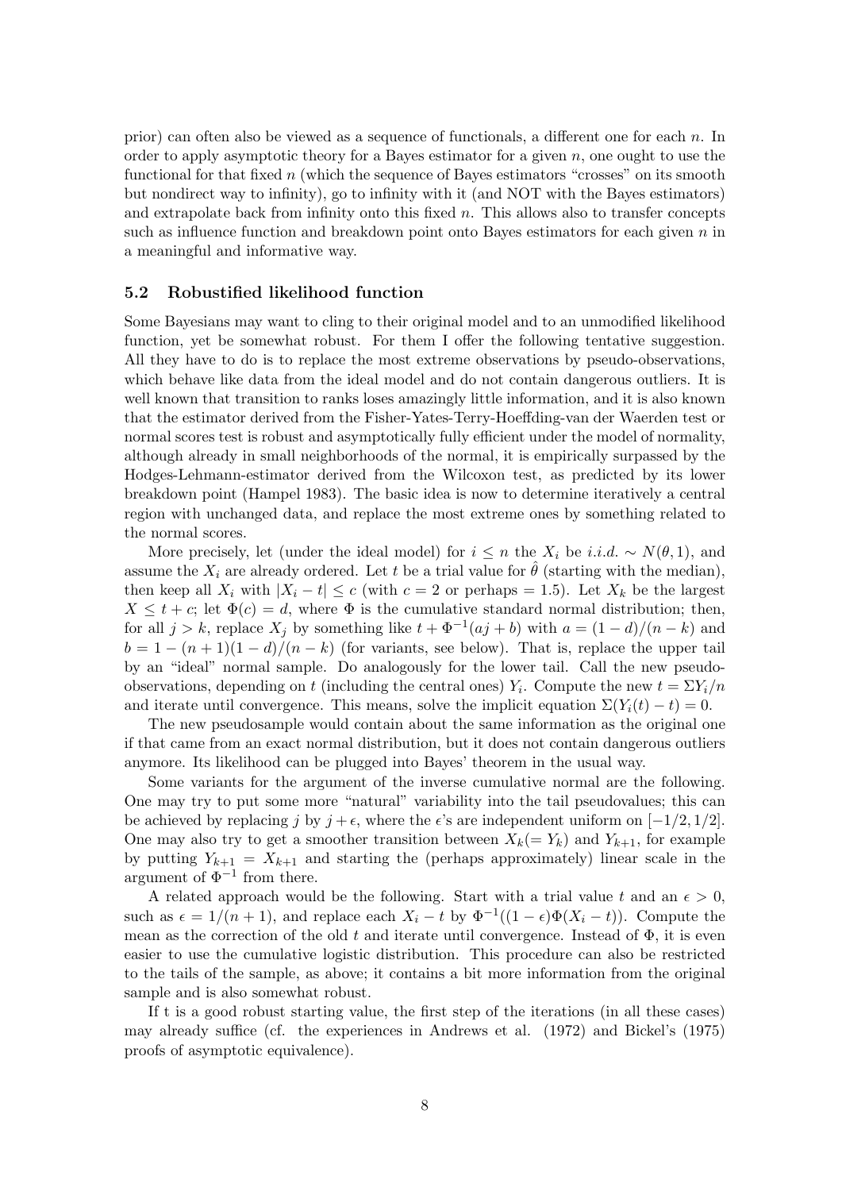prior) can often also be viewed as a sequence of functionals, a different one for each $n$. In order to apply asymptotic theory for a Bayes estimator for a given $n$, one ought to use the functional for that fixed $n$ (which the sequence of Bayes estimators "crosses" on its smooth but nondirect way to infinity), go to infinity with it (and NOT with the Bayes estimators) and extrapolate back from infinity onto this fixed $n$. This allows also to transfer concepts such as influence function and breakdown point onto Bayes estimators for each given $n$ in a meaningful and informative way.

### 5.2 Robustified likelihood function

Some Bayesians may want to cling to their original model and to an unmodified likelihood function, yet be somewhat robust. For them I offer the following tentative suggestion. All they have to do is to replace the most extreme observations by pseudo-observations, which behave like data from the ideal model and do not contain dangerous outliers. It is well known that transition to ranks loses amazingly little information, and it is also known that the estimator derived from the Fisher-Yates-Terry-Hoeffding-van der Waerden test or normal scores test is robust and asymptotically fully efficient under the model of normality, although already in small neighborhoods of the normal, it is empirically surpassed by the Hodges-Lehmann-estimator derived from the Wilcoxon test, as predicted by its lower breakdown point (Hampel 1983). The basic idea is now to determine iteratively a central region with unchanged data, and replace the most extreme ones by something related to the normal scores.

More precisely, let (under the ideal model) for $i \leq n$ the $X_i$ be *i.i.d.* $\sim N(\theta, 1)$, and assume the $X_i$ are already ordered. Let $t$ be a trial value for $\hat{\theta}$ (starting with the median), then keep all $X_i$ with $|X_i - t| \leq c$ (with $c = 2$ or perhaps $= 1.5$). Let $X_k$ be the largest $X \leq t + c$; let $\Phi(c) = d$, where $\Phi$ is the cumulative standard normal distribution; then, for all $j > k$, replace $X_j$ by something like $t + \Phi^{-1}(aj + b)$ with $a = (1-d)/(n-k)$ and $b = 1 - (n+1)(1-d)/(n-k)$ (for variants, see below). That is, replace the upper tail by an "ideal" normal sample. Do analogously for the lower tail. Call the new pseudo-observations, depending on $t$ (including the central ones) $Y_i$. Compute the new $t = \Sigma Y_i/n$ and iterate until convergence. This means, solve the implicit equation $\Sigma(Y_i(t) - t) = 0$.

The new pseudosample would contain about the same information as the original one if that came from an exact normal distribution, but it does not contain dangerous outliers anymore. Its likelihood can be plugged into Bayes' theorem in the usual way.

Some variants for the argument of the inverse cumulative normal are the following. One may try to put some more "natural" variability into the tail pseudovalues; this can be achieved by replacing $j$ by $j + \epsilon$, where the $\epsilon$'s are independent uniform on $[-1/2, 1/2]$. One may also try to get a smoother transition between $X_k(= Y_k)$ and $Y_{k+1}$, for example by putting $Y_{k+1} = X_{k+1}$ and starting the (perhaps approximately) linear scale in the argument of $\Phi^{-1}$ from there.

A related approach would be the following. Start with a trial value $t$ and an $\epsilon > 0$, such as $\epsilon = 1/(n+1)$, and replace each $X_i - t$ by $\Phi^{-1}((1-\epsilon)\Phi(X_i - t))$. Compute the mean as the correction of the old $t$ and iterate until convergence. Instead of $\Phi$, it is even easier to use the cumulative logistic distribution. This procedure can also be restricted to the tails of the sample, as above; it contains a bit more information from the original sample and is also somewhat robust.

If t is a good robust starting value, the first step of the iterations (in all these cases) may already suffice (cf. the experiences in Andrews et al. (1972) and Bickel's (1975) proofs of asymptotic equivalence).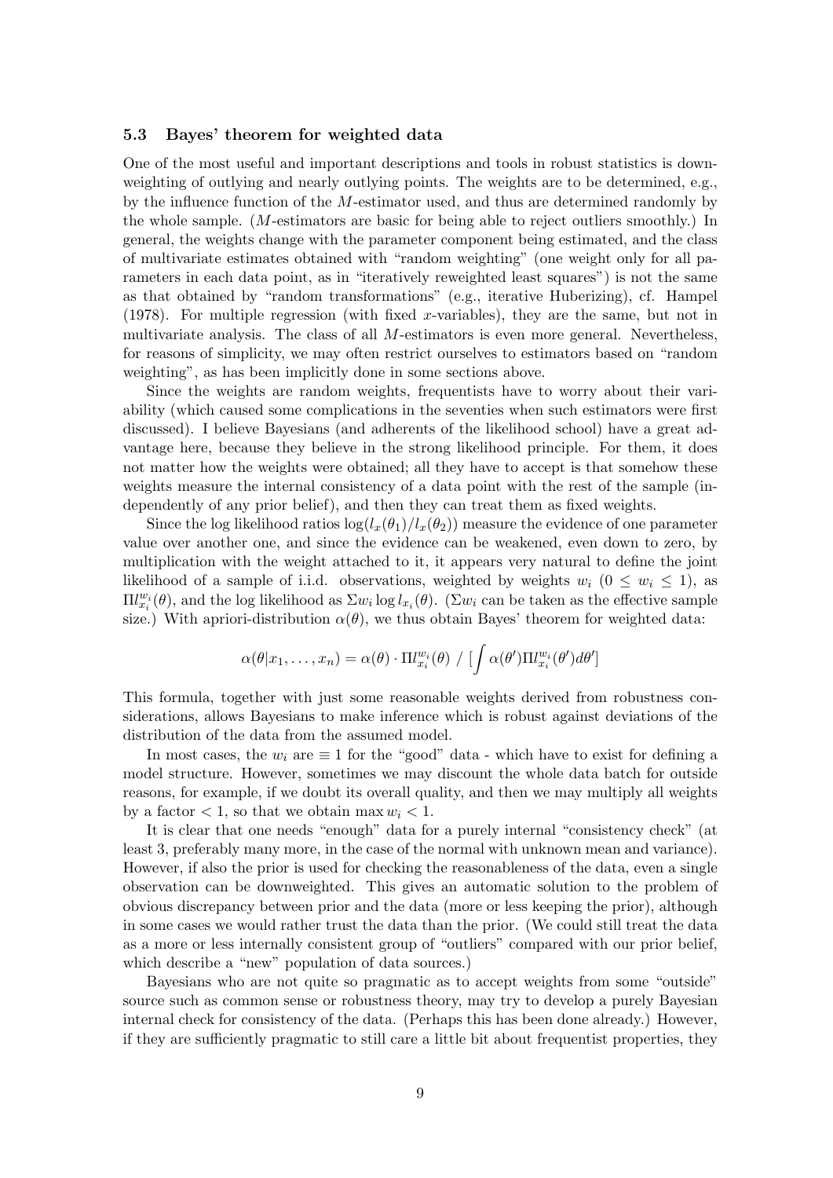### 5.3 Bayes' theorem for weighted data

One of the most useful and important descriptions and tools in robust statistics is downweighting of outlying and nearly outlying points. The weights are to be determined, e.g., by the influence function of the $M$-estimator used, and thus are determined randomly by the whole sample. ($M$-estimators are basic for being able to reject outliers smoothly.) In general, the weights change with the parameter component being estimated, and the class of multivariate estimates obtained with "random weighting" (one weight only for all parameters in each data point, as in "iteratively reweighted least squares") is not the same as that obtained by "random transformations" (e.g., iterative Huberizing), cf. Hampel (1978). For multiple regression (with fixed $x$-variables), they are the same, but not in multivariate analysis. The class of all $M$-estimators is even more general. Nevertheless, for reasons of simplicity, we may often restrict ourselves to estimators based on "random weighting", as has been implicitly done in some sections above.

Since the weights are random weights, frequentists have to worry about their variability (which caused some complications in the seventies when such estimators were first discussed). I believe Bayesians (and adherents of the likelihood school) have a great advantage here, because they believe in the strong likelihood principle. For them, it does not matter how the weights were obtained; all they have to accept is that somehow these weights measure the internal consistency of a data point with the rest of the sample (independently of any prior belief), and then they can treat them as fixed weights.

Since the log likelihood ratios $\log(l_x(\theta_1)/l_x(\theta_2))$ measure the evidence of one parameter value over another one, and since the evidence can be weakened, even down to zero, by multiplication with the weight attached to it, it appears very natural to define the joint likelihood of a sample of i.i.d. observations, weighted by weights $w_i$ ($0 \leq w_i \leq 1$), as $\Pi l_{x_i}^{w_i}(\theta)$, and the log likelihood as $\Sigma w_i \log l_{x_i}(\theta)$. ($\Sigma w_i$ can be taken as the effective sample size.) With apriori-distribution $\alpha(\theta)$, we thus obtain Bayes' theorem for weighted data:

$$\alpha(\theta|x_1,\ldots,x_n) = \alpha(\theta) \cdot \Pi l_{x_i}^{w_i}(\theta) \;/\; [\int \alpha(\theta')\Pi l_{x_i}^{w_i}(\theta')d\theta']$$

This formula, together with just some reasonable weights derived from robustness considerations, allows Bayesians to make inference which is robust against deviations of the distribution of the data from the assumed model.

In most cases, the $w_i$ are $\equiv 1$ for the "good" data - which have to exist for defining a model structure. However, sometimes we may discount the whole data batch for outside reasons, for example, if we doubt its overall quality, and then we may multiply all weights by a factor $< 1$, so that we obtain $\max w_i < 1$.

It is clear that one needs "enough" data for a purely internal "consistency check" (at least 3, preferably many more, in the case of the normal with unknown mean and variance). However, if also the prior is used for checking the reasonableness of the data, even a single observation can be downweighted. This gives an automatic solution to the problem of obvious discrepancy between prior and the data (more or less keeping the prior), although in some cases we would rather trust the data than the prior. (We could still treat the data as a more or less internally consistent group of "outliers" compared with our prior belief, which describe a "new" population of data sources.)

Bayesians who are not quite so pragmatic as to accept weights from some "outside" source such as common sense or robustness theory, may try to develop a purely Bayesian internal check for consistency of the data. (Perhaps this has been done already.) However, if they are sufficiently pragmatic to still care a little bit about frequentist properties, they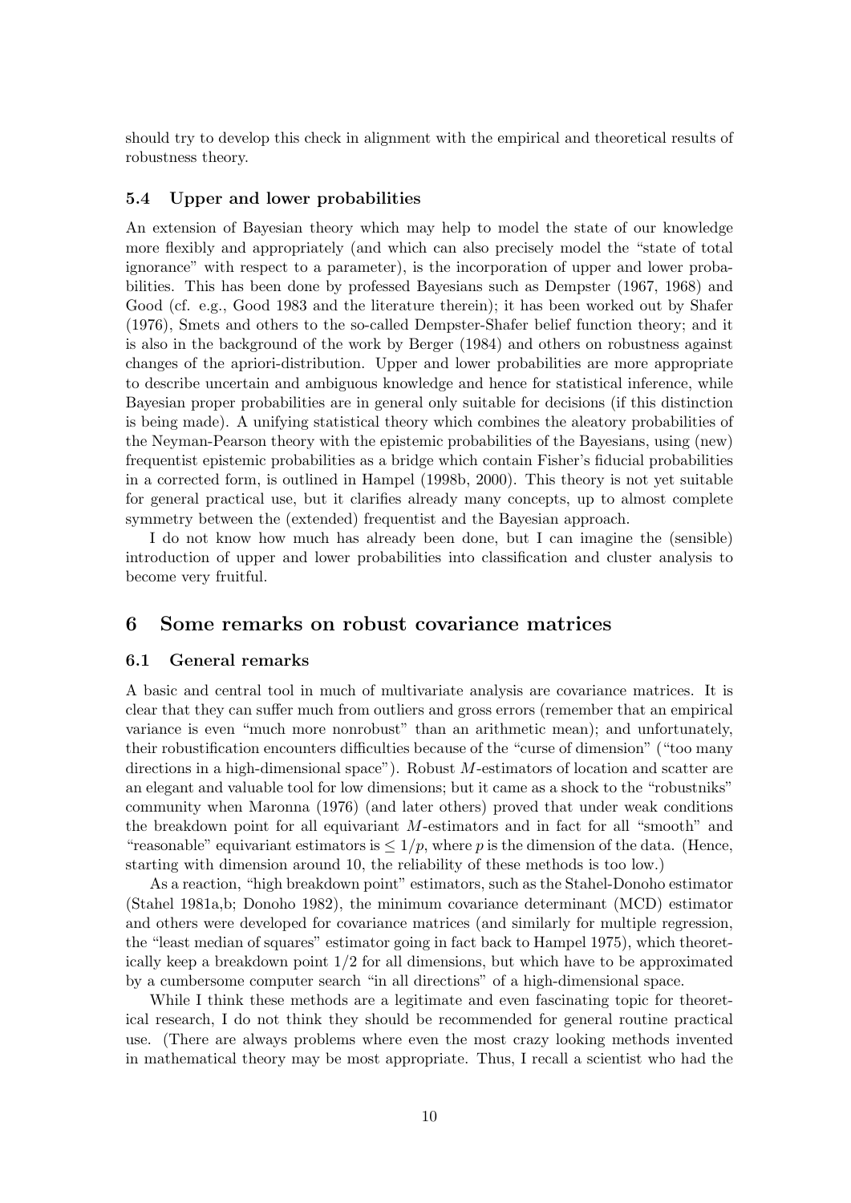should try to develop this check in alignment with the empirical and theoretical results of robustness theory.

### 5.4 Upper and lower probabilities

An extension of Bayesian theory which may help to model the state of our knowledge more flexibly and appropriately (and which can also precisely model the "state of total ignorance" with respect to a parameter), is the incorporation of upper and lower probabilities. This has been done by professed Bayesians such as Dempster (1967, 1968) and Good (cf. e.g., Good 1983 and the literature therein); it has been worked out by Shafer (1976), Smets and others to the so-called Dempster-Shafer belief function theory; and it is also in the background of the work by Berger (1984) and others on robustness against changes of the apriori-distribution. Upper and lower probabilities are more appropriate to describe uncertain and ambiguous knowledge and hence for statistical inference, while Bayesian proper probabilities are in general only suitable for decisions (if this distinction is being made). A unifying statistical theory which combines the aleatory probabilities of the Neyman-Pearson theory with the epistemic probabilities of the Bayesians, using (new) frequentist epistemic probabilities as a bridge which contain Fisher's fiducial probabilities in a corrected form, is outlined in Hampel (1998b, 2000). This theory is not yet suitable for general practical use, but it clarifies already many concepts, up to almost complete symmetry between the (extended) frequentist and the Bayesian approach.

I do not know how much has already been done, but I can imagine the (sensible) introduction of upper and lower probabilities into classification and cluster analysis to become very fruitful.

## 6 Some remarks on robust covariance matrices

### 6.1 General remarks

A basic and central tool in much of multivariate analysis are covariance matrices. It is clear that they can suffer much from outliers and gross errors (remember that an empirical variance is even "much more nonrobust" than an arithmetic mean); and unfortunately, their robustification encounters difficulties because of the "curse of dimension" ("too many directions in a high-dimensional space"). Robust $M$-estimators of location and scatter are an elegant and valuable tool for low dimensions; but it came as a shock to the "robustniks" community when Maronna (1976) (and later others) proved that under weak conditions the breakdown point for all equivariant $M$-estimators and in fact for all "smooth" and "reasonable" equivariant estimators is $\leq 1/p$, where $p$ is the dimension of the data. (Hence, starting with dimension around 10, the reliability of these methods is too low.)

As a reaction, "high breakdown point" estimators, such as the Stahel-Donoho estimator (Stahel 1981a,b; Donoho 1982), the minimum covariance determinant (MCD) estimator and others were developed for covariance matrices (and similarly for multiple regression, the "least median of squares" estimator going in fact back to Hampel 1975), which theoretically keep a breakdown point $1/2$ for all dimensions, but which have to be approximated by a cumbersome computer search "in all directions" of a high-dimensional space.

While I think these methods are a legitimate and even fascinating topic for theoretical research, I do not think they should be recommended for general routine practical use. (There are always problems where even the most crazy looking methods invented in mathematical theory may be most appropriate. Thus, I recall a scientist who had the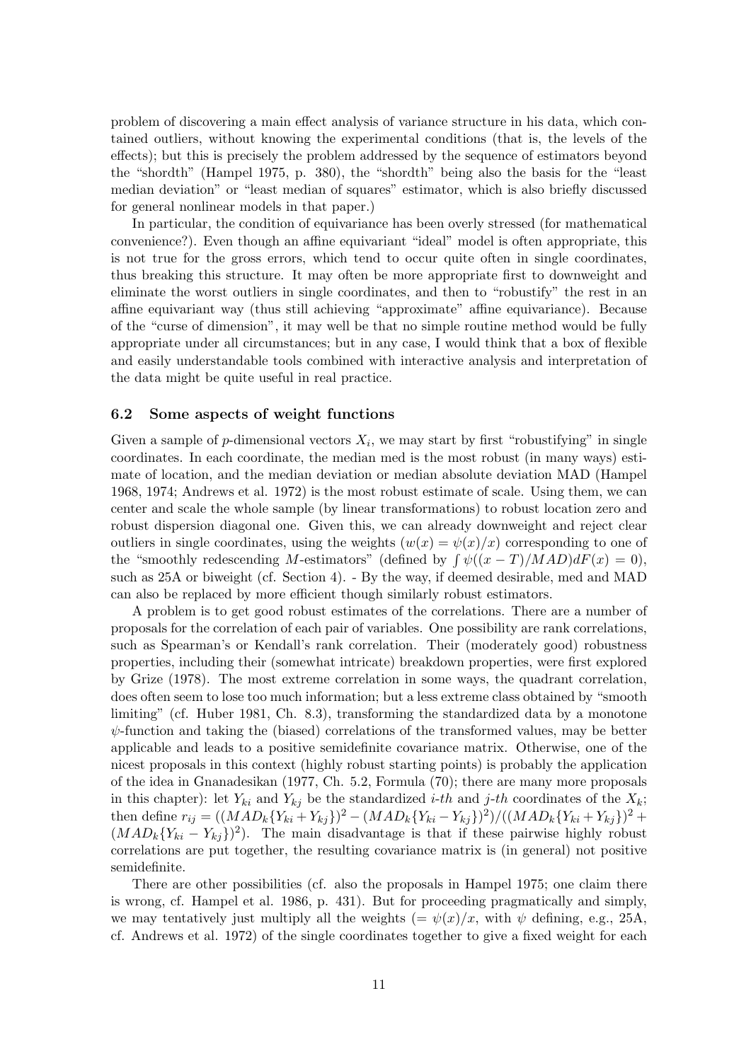problem of discovering a main effect analysis of variance structure in his data, which contained outliers, without knowing the experimental conditions (that is, the levels of the effects); but this is precisely the problem addressed by the sequence of estimators beyond the "shordth" (Hampel 1975, p. 380), the "shordth" being also the basis for the "least median deviation" or "least median of squares" estimator, which is also briefly discussed for general nonlinear models in that paper.)

In particular, the condition of equivariance has been overly stressed (for mathematical convenience?). Even though an affine equivariant "ideal" model is often appropriate, this is not true for the gross errors, which tend to occur quite often in single coordinates, thus breaking this structure. It may often be more appropriate first to downweight and eliminate the worst outliers in single coordinates, and then to "robustify" the rest in an affine equivariant way (thus still achieving "approximate" affine equivariance). Because of the "curse of dimension", it may well be that no simple routine method would be fully appropriate under all circumstances; but in any case, I would think that a box of flexible and easily understandable tools combined with interactive analysis and interpretation of the data might be quite useful in real practice.

### 6.2 Some aspects of weight functions

Given a sample of $p$-dimensional vectors $X_i$, we may start by first "robustifying" in single coordinates. In each coordinate, the median med is the most robust (in many ways) estimate of location, and the median deviation or median absolute deviation MAD (Hampel 1968, 1974; Andrews et al. 1972) is the most robust estimate of scale. Using them, we can center and scale the whole sample (by linear transformations) to robust location zero and robust dispersion diagonal one. Given this, we can already downweight and reject clear outliers in single coordinates, using the weights ($w(x) = \psi(x)/x$) corresponding to one of the "smoothly redescending $M$-estimators" (defined by $\int \psi((x - T)/MAD)dF(x) = 0$), such as 25A or biweight (cf. Section 4). - By the way, if deemed desirable, med and MAD can also be replaced by more efficient though similarly robust estimators.

A problem is to get good robust estimates of the correlations. There are a number of proposals for the correlation of each pair of variables. One possibility are rank correlations, such as Spearman's or Kendall's rank correlation. Their (moderately good) robustness properties, including their (somewhat intricate) breakdown properties, were first explored by Grize (1978). The most extreme correlation in some ways, the quadrant correlation, does often seem to lose too much information; but a less extreme class obtained by "smooth limiting" (cf. Huber 1981, Ch. 8.3), transforming the standardized data by a monotone $\psi$-function and taking the (biased) correlations of the transformed values, may be better applicable and leads to a positive semidefinite covariance matrix. Otherwise, one of the nicest proposals in this context (highly robust starting points) is probably the application of the idea in Gnanadesikan (1977, Ch. 5.2, Formula (70); there are many more proposals in this chapter): let $Y_{ki}$ and $Y_{kj}$ be the standardized $i$-$th$ and $j$-$th$ coordinates of the $X_k$; then define $r_{ij} = ((MAD_k\{Y_{ki} + Y_{kj}\})^2 - (MAD_k\{Y_{ki} - Y_{kj}\})^2)/((MAD_k\{Y_{ki} + Y_{kj}\})^2 + (MAD_k\{Y_{ki} - Y_{kj}\})^2)$. The main disadvantage is that if these pairwise highly robust correlations are put together, the resulting covariance matrix is (in general) not positive semidefinite.

There are other possibilities (cf. also the proposals in Hampel 1975; one claim there is wrong, cf. Hampel et al. 1986, p. 431). But for proceeding pragmatically and simply, we may tentatively just multiply all the weights ($= \psi(x)/x$, with $\psi$ defining, e.g., 25A, cf. Andrews et al. 1972) of the single coordinates together to give a fixed weight for each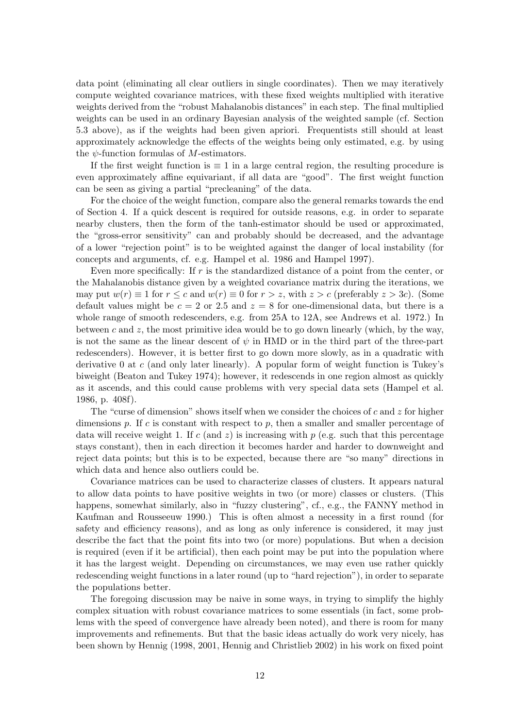data point (eliminating all clear outliers in single coordinates). Then we may iteratively compute weighted covariance matrices, with these fixed weights multiplied with iterative weights derived from the "robust Mahalanobis distances" in each step. The final multiplied weights can be used in an ordinary Bayesian analysis of the weighted sample (cf. Section 5.3 above), as if the weights had been given apriori. Frequentists still should at least approximately acknowledge the effects of the weights being only estimated, e.g. by using the $\psi$-function formulas of $M$-estimators.

If the first weight function is $\equiv 1$ in a large central region, the resulting procedure is even approximately affine equivariant, if all data are "good". The first weight function can be seen as giving a partial "precleaning" of the data.

For the choice of the weight function, compare also the general remarks towards the end of Section 4. If a quick descent is required for outside reasons, e.g. in order to separate nearby clusters, then the form of the tanh-estimator should be used or approximated, the "gross-error sensitivity" can and probably should be decreased, and the advantage of a lower "rejection point" is to be weighted against the danger of local instability (for concepts and arguments, cf. e.g. Hampel et al. 1986 and Hampel 1997).

Even more specifically: If $r$ is the standardized distance of a point from the center, or the Mahalanobis distance given by a weighted covariance matrix during the iterations, we may put $w(r) \equiv 1$ for $r \leq c$ and $w(r) \equiv 0$ for $r > z$, with $z > c$ (preferably $z > 3c$). (Some default values might be $c = 2$ or $2.5$ and $z = 8$ for one-dimensional data, but there is a whole range of smooth redescenders, e.g. from 25A to 12A, see Andrews et al. 1972.) In between $c$ and $z$, the most primitive idea would be to go down linearly (which, by the way, is not the same as the linear descent of $\psi$ in HMD or in the third part of the three-part redescenders). However, it is better first to go down more slowly, as in a quadratic with derivative 0 at $c$ (and only later linearly). A popular form of weight function is Tukey's biweight (Beaton and Tukey 1974); however, it redescends in one region almost as quickly as it ascends, and this could cause problems with very special data sets (Hampel et al. 1986, p. 408f).

The "curse of dimension" shows itself when we consider the choices of $c$ and $z$ for higher dimensions $p$. If $c$ is constant with respect to $p$, then a smaller and smaller percentage of data will receive weight 1. If $c$ (and $z$) is increasing with $p$ (e.g. such that this percentage stays constant), then in each direction it becomes harder and harder to downweight and reject data points; but this is to be expected, because there are "so many" directions in which data and hence also outliers could be.

Covariance matrices can be used to characterize classes of clusters. It appears natural to allow data points to have positive weights in two (or more) classes or clusters. (This happens, somewhat similarly, also in "fuzzy clustering", cf., e.g., the FANNY method in Kaufman and Rousseeuw 1990.) This is often almost a necessity in a first round (for safety and efficiency reasons), and as long as only inference is considered, it may just describe the fact that the point fits into two (or more) populations. But when a decision is required (even if it be artificial), then each point may be put into the population where it has the largest weight. Depending on circumstances, we may even use rather quickly redescending weight functions in a later round (up to "hard rejection"), in order to separate the populations better.

The foregoing discussion may be naive in some ways, in trying to simplify the highly complex situation with robust covariance matrices to some essentials (in fact, some problems with the speed of convergence have already been noted), and there is room for many improvements and refinements. But that the basic ideas actually do work very nicely, has been shown by Hennig (1998, 2001, Hennig and Christlieb 2002) in his work on fixed point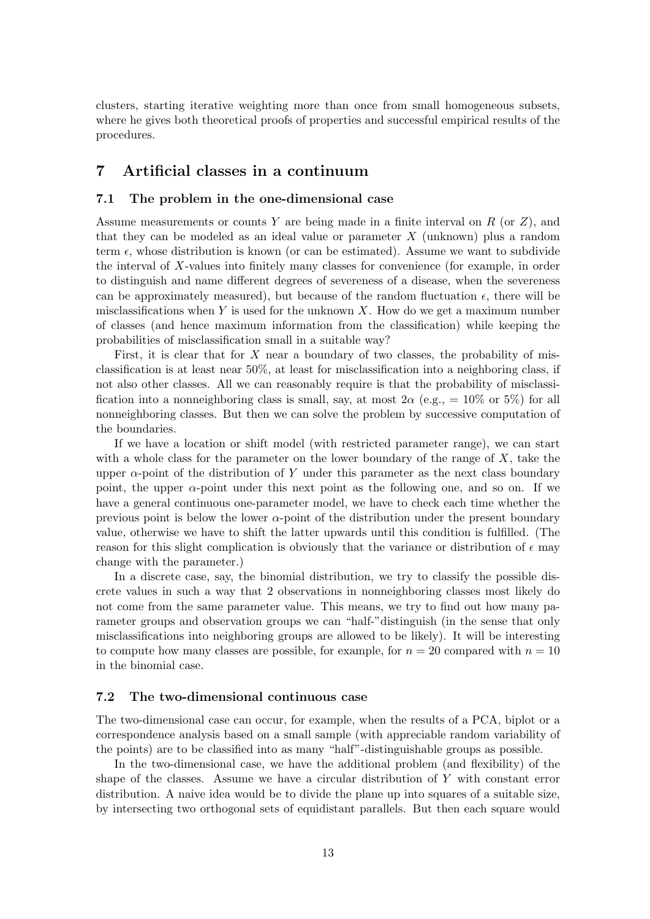clusters, starting iterative weighting more than once from small homogeneous subsets, where he gives both theoretical proofs of properties and successful empirical results of the procedures.

# 7 Artificial classes in a continuum

## 7.1 The problem in the one-dimensional case

Assume measurements or counts $Y$ are being made in a finite interval on $R$ (or $Z$), and that they can be modeled as an ideal value or parameter $X$ (unknown) plus a random term $\epsilon$, whose distribution is known (or can be estimated). Assume we want to subdivide the interval of $X$-values into finitely many classes for convenience (for example, in order to distinguish and name different degrees of severeness of a disease, when the severeness can be approximately measured), but because of the random fluctuation $\epsilon$, there will be misclassifications when $Y$ is used for the unknown $X$. How do we get a maximum number of classes (and hence maximum information from the classification) while keeping the probabilities of misclassification small in a suitable way?

First, it is clear that for $X$ near a boundary of two classes, the probability of misclassification is at least near 50%, at least for misclassification into a neighboring class, if not also other classes. All we can reasonably require is that the probability of misclassification into a nonneighboring class is small, say, at most $2\alpha$ (e.g., = 10% or 5%) for all nonneighboring classes. But then we can solve the problem by successive computation of the boundaries.

If we have a location or shift model (with restricted parameter range), we can start with a whole class for the parameter on the lower boundary of the range of $X$, take the upper $\alpha$-point of the distribution of $Y$ under this parameter as the next class boundary point, the upper $\alpha$-point under this next point as the following one, and so on. If we have a general continuous one-parameter model, we have to check each time whether the previous point is below the lower $\alpha$-point of the distribution under the present boundary value, otherwise we have to shift the latter upwards until this condition is fulfilled. (The reason for this slight complication is obviously that the variance or distribution of $\epsilon$ may change with the parameter.)

In a discrete case, say, the binomial distribution, we try to classify the possible discrete values in such a way that 2 observations in nonneighboring classes most likely do not come from the same parameter value. This means, we try to find out how many parameter groups and observation groups we can "half-"distinguish (in the sense that only misclassifications into neighboring groups are allowed to be likely). It will be interesting to compute how many classes are possible, for example, for $n = 20$ compared with $n = 10$ in the binomial case.

## 7.2 The two-dimensional continuous case

The two-dimensional case can occur, for example, when the results of a PCA, biplot or a correspondence analysis based on a small sample (with appreciable random variability of the points) are to be classified into as many "half"-distinguishable groups as possible.

In the two-dimensional case, we have the additional problem (and flexibility) of the shape of the classes. Assume we have a circular distribution of $Y$ with constant error distribution. A naive idea would be to divide the plane up into squares of a suitable size, by intersecting two orthogonal sets of equidistant parallels. But then each square would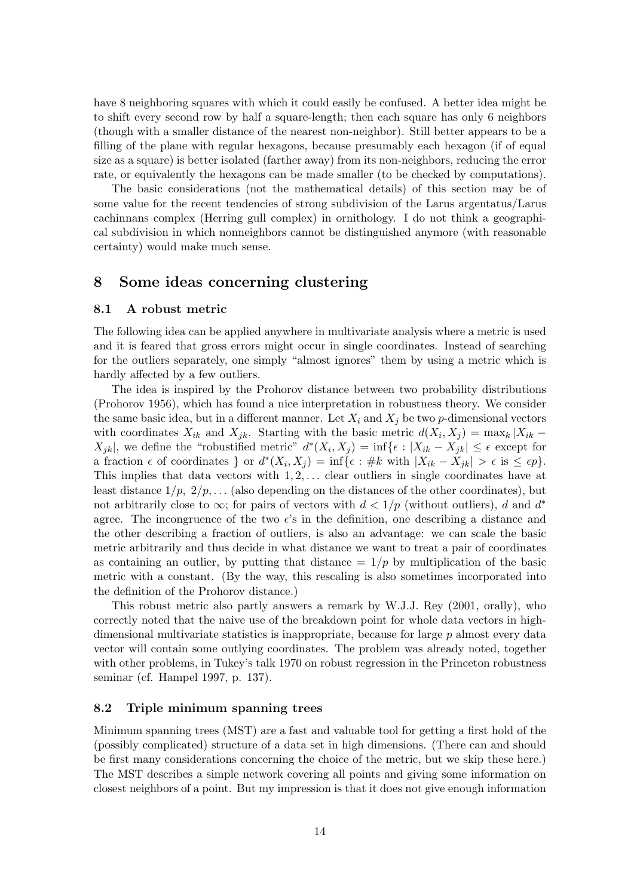have 8 neighboring squares with which it could easily be confused. A better idea might be to shift every second row by half a square-length; then each square has only 6 neighbors (though with a smaller distance of the nearest non-neighbor). Still better appears to be a filling of the plane with regular hexagons, because presumably each hexagon (if of equal size as a square) is better isolated (farther away) from its non-neighbors, reducing the error rate, or equivalently the hexagons can be made smaller (to be checked by computations).

The basic considerations (not the mathematical details) of this section may be of some value for the recent tendencies of strong subdivision of the Larus argentatus/Larus cachinnans complex (Herring gull complex) in ornithology. I do not think a geographical subdivision in which nonneighbors cannot be distinguished anymore (with reasonable certainty) would make much sense.

## 8 Some ideas concerning clustering

### 8.1 A robust metric

The following idea can be applied anywhere in multivariate analysis where a metric is used and it is feared that gross errors might occur in single coordinates. Instead of searching for the outliers separately, one simply "almost ignores" them by using a metric which is hardly affected by a few outliers.

The idea is inspired by the Prohorov distance between two probability distributions (Prohorov 1956), which has found a nice interpretation in robustness theory. We consider the same basic idea, but in a different manner. Let $X_i$ and $X_j$ be two $p$-dimensional vectors with coordinates $X_{ik}$ and $X_{jk}$. Starting with the basic metric $d(X_i, X_j) = \max_k |X_{ik} - X_{jk}|$, we define the "robustified metric" $d^*(X_i, X_j) = \inf\{\epsilon : |X_{ik} - X_{jk}| \leq \epsilon$ except for a fraction $\epsilon$ of coordinates $\}$ or $d^*(X_i, X_j) = \inf\{\epsilon : \#k \text{ with } |X_{ik} - X_{jk}| > \epsilon \text{ is } \leq \epsilon p\}$. This implies that data vectors with $1, 2, \ldots$ clear outliers in single coordinates have at least distance $1/p$, $2/p, \ldots$ (also depending on the distances of the other coordinates), but not arbitrarily close to $\infty$; for pairs of vectors with $d < 1/p$ (without outliers), $d$ and $d^*$ agree. The incongruence of the two $\epsilon$'s in the definition, one describing a distance and the other describing a fraction of outliers, is also an advantage: we can scale the basic metric arbitrarily and thus decide in what distance we want to treat a pair of coordinates as containing an outlier, by putting that distance $= 1/p$ by multiplication of the basic metric with a constant. (By the way, this rescaling is also sometimes incorporated into the definition of the Prohorov distance.)

This robust metric also partly answers a remark by W.J.J. Rey (2001, orally), who correctly noted that the naive use of the breakdown point for whole data vectors in high-dimensional multivariate statistics is inappropriate, because for large $p$ almost every data vector will contain some outlying coordinates. The problem was already noted, together with other problems, in Tukey's talk 1970 on robust regression in the Princeton robustness seminar (cf. Hampel 1997, p. 137).

### 8.2 Triple minimum spanning trees

Minimum spanning trees (MST) are a fast and valuable tool for getting a first hold of the (possibly complicated) structure of a data set in high dimensions. (There can and should be first many considerations concerning the choice of the metric, but we skip these here.) The MST describes a simple network covering all points and giving some information on closest neighbors of a point. But my impression is that it does not give enough information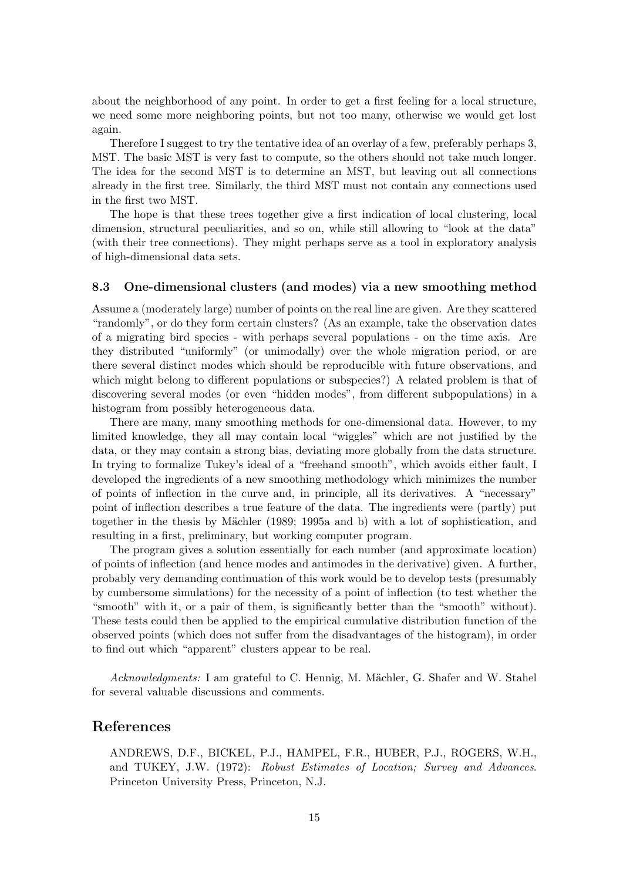about the neighborhood of any point. In order to get a first feeling for a local structure, we need some more neighboring points, but not too many, otherwise we would get lost again.

Therefore I suggest to try the tentative idea of an overlay of a few, preferably perhaps 3, MST. The basic MST is very fast to compute, so the others should not take much longer. The idea for the second MST is to determine an MST, but leaving out all connections already in the first tree. Similarly, the third MST must not contain any connections used in the first two MST.

The hope is that these trees together give a first indication of local clustering, local dimension, structural peculiarities, and so on, while still allowing to "look at the data" (with their tree connections). They might perhaps serve as a tool in exploratory analysis of high-dimensional data sets.

### 8.3 One-dimensional clusters (and modes) via a new smoothing method

Assume a (moderately large) number of points on the real line are given. Are they scattered "randomly", or do they form certain clusters? (As an example, take the observation dates of a migrating bird species - with perhaps several populations - on the time axis. Are they distributed "uniformly" (or unimodally) over the whole migration period, or are there several distinct modes which should be reproducible with future observations, and which might belong to different populations or subspecies?) A related problem is that of discovering several modes (or even "hidden modes", from different subpopulations) in a histogram from possibly heterogeneous data.

There are many, many smoothing methods for one-dimensional data. However, to my limited knowledge, they all may contain local "wiggles" which are not justified by the data, or they may contain a strong bias, deviating more globally from the data structure. In trying to formalize Tukey's ideal of a "freehand smooth", which avoids either fault, I developed the ingredients of a new smoothing methodology which minimizes the number of points of inflection in the curve and, in principle, all its derivatives. A "necessary" point of inflection describes a true feature of the data. The ingredients were (partly) put together in the thesis by Mächler (1989; 1995a and b) with a lot of sophistication, and resulting in a first, preliminary, but working computer program.

The program gives a solution essentially for each number (and approximate location) of points of inflection (and hence modes and antimodes in the derivative) given. A further, probably very demanding continuation of this work would be to develop tests (presumably by cumbersome simulations) for the necessity of a point of inflection (to test whether the "smooth" with it, or a pair of them, is significantly better than the "smooth" without). These tests could then be applied to the empirical cumulative distribution function of the observed points (which does not suffer from the disadvantages of the histogram), in order to find out which "apparent" clusters appear to be real.

*Acknowledgments:* I am grateful to C. Hennig, M. Mächler, G. Shafer and W. Stahel for several valuable discussions and comments.

## References

ANDREWS, D.F., BICKEL, P.J., HAMPEL, F.R., HUBER, P.J., ROGERS, W.H., and TUKEY, J.W. (1972): *Robust Estimates of Location; Survey and Advances*. Princeton University Press, Princeton, N.J.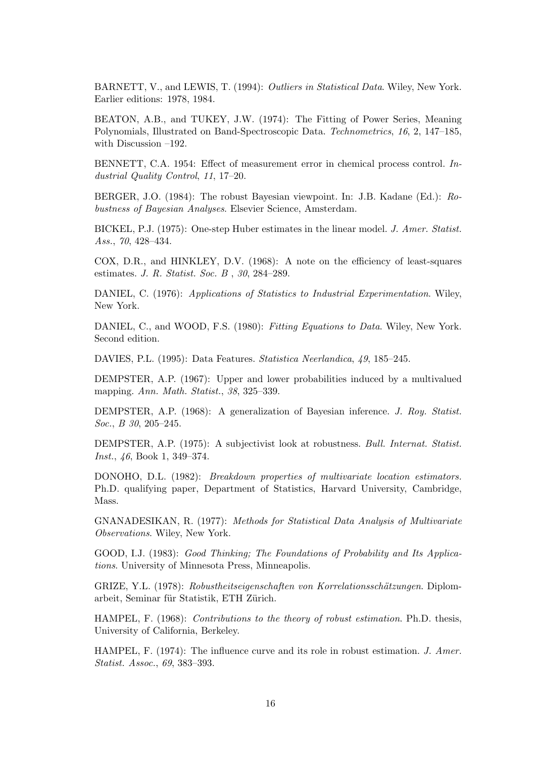BARNETT, V., and LEWIS, T. (1994): *Outliers in Statistical Data*. Wiley, New York. Earlier editions: 1978, 1984.

BEATON, A.B., and TUKEY, J.W. (1974): The Fitting of Power Series, Meaning Polynomials, Illustrated on Band-Spectroscopic Data. *Technometrics*, *16*, 2, 147–185, with Discussion –192.

BENNETT, C.A. 1954: Effect of measurement error in chemical process control. *Industrial Quality Control*, *11*, 17–20.

BERGER, J.O. (1984): The robust Bayesian viewpoint. In: J.B. Kadane (Ed.): *Robustness of Bayesian Analyses*. Elsevier Science, Amsterdam.

BICKEL, P.J. (1975): One-step Huber estimates in the linear model. *J. Amer. Statist. Ass.*, *70*, 428–434.

COX, D.R., and HINKLEY, D.V. (1968): A note on the efficiency of least-squares estimates. *J. R. Statist. Soc. B* , *30*, 284–289.

DANIEL, C. (1976): *Applications of Statistics to Industrial Experimentation*. Wiley, New York.

DANIEL, C., and WOOD, F.S. (1980): *Fitting Equations to Data*. Wiley, New York. Second edition.

DAVIES, P.L. (1995): Data Features. *Statistica Neerlandica*, *49*, 185–245.

DEMPSTER, A.P. (1967): Upper and lower probabilities induced by a multivalued mapping. *Ann. Math. Statist.*, *38*, 325–339.

DEMPSTER, A.P. (1968): A generalization of Bayesian inference. *J. Roy. Statist. Soc.*, *B 30*, 205–245.

DEMPSTER, A.P. (1975): A subjectivist look at robustness. *Bull. Internat. Statist. Inst.*, *46*, Book 1, 349–374.

DONOHO, D.L. (1982): *Breakdown properties of multivariate location estimators.* Ph.D. qualifying paper, Department of Statistics, Harvard University, Cambridge, Mass.

GNANADESIKAN, R. (1977): *Methods for Statistical Data Analysis of Multivariate Observations*. Wiley, New York.

GOOD, I.J. (1983): *Good Thinking; The Foundations of Probability and Its Applications*. University of Minnesota Press, Minneapolis.

GRIZE, Y.L. (1978): *Robustheitseigenschaften von Korrelationsschätzungen*. Diplomarbeit, Seminar für Statistik, ETH Zürich.

HAMPEL, F. (1968): *Contributions to the theory of robust estimation*. Ph.D. thesis, University of California, Berkeley.

HAMPEL, F. (1974): The influence curve and its role in robust estimation. *J. Amer. Statist. Assoc.*, *69*, 383–393.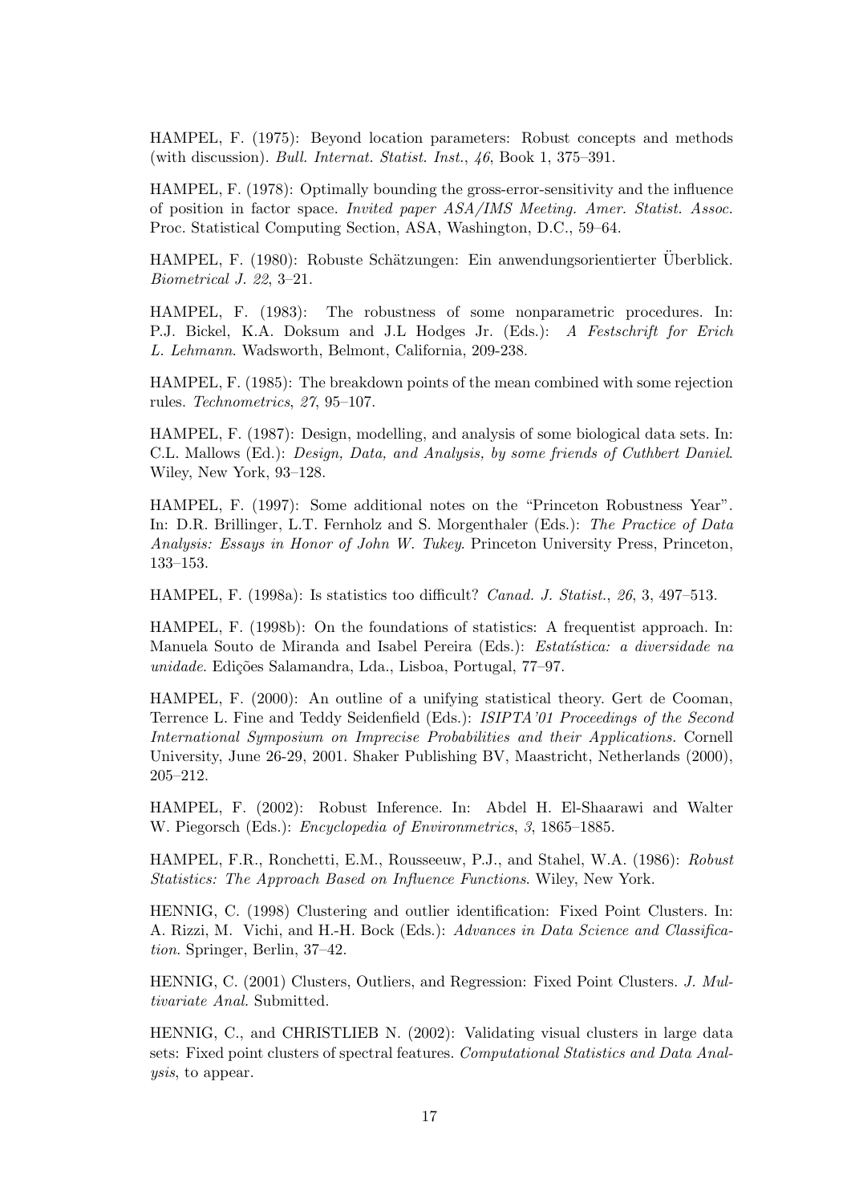HAMPEL, F. (1975): Beyond location parameters: Robust concepts and methods (with discussion). *Bull. Internat. Statist. Inst.*, *46*, Book 1, 375–391.

HAMPEL, F. (1978): Optimally bounding the gross-error-sensitivity and the influence of position in factor space. *Invited paper ASA/IMS Meeting. Amer. Statist. Assoc.* Proc. Statistical Computing Section, ASA, Washington, D.C., 59–64.

HAMPEL, F. (1980): Robuste Schätzungen: Ein anwendungsorientierter Überblick. *Biometrical J. 22*, 3–21.

HAMPEL, F. (1983): The robustness of some nonparametric procedures. In: P.J. Bickel, K.A. Doksum and J.L Hodges Jr. (Eds.): *A Festschrift for Erich L. Lehmann*. Wadsworth, Belmont, California, 209-238.

HAMPEL, F. (1985): The breakdown points of the mean combined with some rejection rules. *Technometrics*, *27*, 95–107.

HAMPEL, F. (1987): Design, modelling, and analysis of some biological data sets. In: C.L. Mallows (Ed.): *Design, Data, and Analysis, by some friends of Cuthbert Daniel*. Wiley, New York, 93–128.

HAMPEL, F. (1997): Some additional notes on the "Princeton Robustness Year". In: D.R. Brillinger, L.T. Fernholz and S. Morgenthaler (Eds.): *The Practice of Data Analysis: Essays in Honor of John W. Tukey*. Princeton University Press, Princeton, 133–153.

HAMPEL, F. (1998a): Is statistics too difficult? *Canad. J. Statist.*, *26*, 3, 497–513.

HAMPEL, F. (1998b): On the foundations of statistics: A frequentist approach. In: Manuela Souto de Miranda and Isabel Pereira (Eds.): *Estatística: a diversidade na unidade*. Edições Salamandra, Lda., Lisboa, Portugal, 77–97.

HAMPEL, F. (2000): An outline of a unifying statistical theory. Gert de Cooman, Terrence L. Fine and Teddy Seidenfield (Eds.): *ISIPTA'01 Proceedings of the Second International Symposium on Imprecise Probabilities and their Applications*. Cornell University, June 26-29, 2001. Shaker Publishing BV, Maastricht, Netherlands (2000), 205–212.

HAMPEL, F. (2002): Robust Inference. In: Abdel H. El-Shaarawi and Walter W. Piegorsch (Eds.): *Encyclopedia of Environmetrics*, *3*, 1865–1885.

HAMPEL, F.R., Ronchetti, E.M., Rousseeuw, P.J., and Stahel, W.A. (1986): *Robust Statistics: The Approach Based on Influence Functions*. Wiley, New York.

HENNIG, C. (1998) Clustering and outlier identification: Fixed Point Clusters. In: A. Rizzi, M. Vichi, and H.-H. Bock (Eds.): *Advances in Data Science and Classification*. Springer, Berlin, 37–42.

HENNIG, C. (2001) Clusters, Outliers, and Regression: Fixed Point Clusters. *J. Multivariate Anal.* Submitted.

HENNIG, C., and CHRISTLIEB N. (2002): Validating visual clusters in large data sets: Fixed point clusters of spectral features. *Computational Statistics and Data Analysis*, to appear.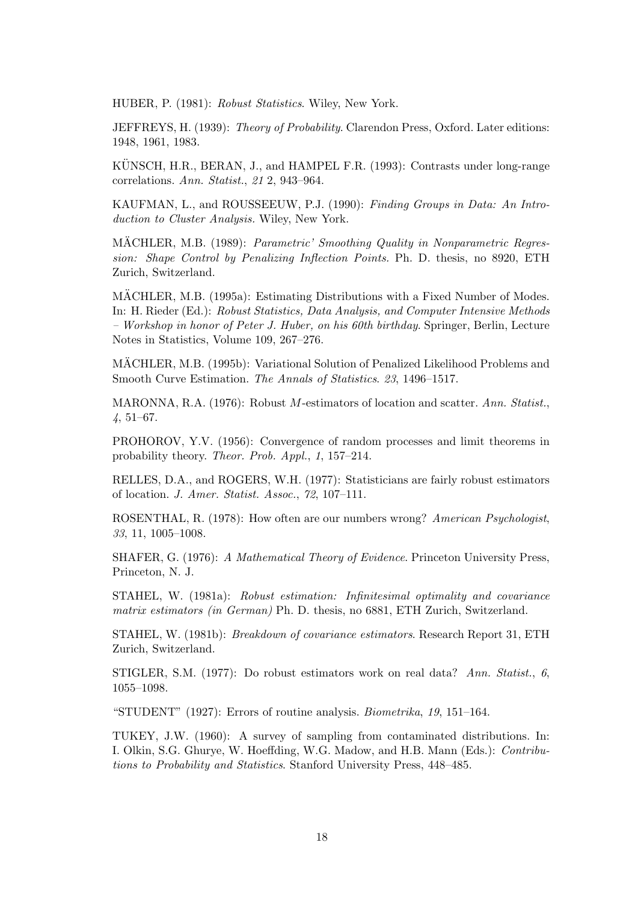HUBER, P. (1981): *Robust Statistics*. Wiley, New York.

JEFFREYS, H. (1939): *Theory of Probability*. Clarendon Press, Oxford. Later editions: 1948, 1961, 1983.

KÜNSCH, H.R., BERAN, J., and HAMPEL F.R. (1993): Contrasts under long-range correlations. *Ann. Statist.*, *21* 2, 943–964.

KAUFMAN, L., and ROUSSEEUW, P.J. (1990): *Finding Groups in Data: An Introduction to Cluster Analysis.* Wiley, New York.

MÄCHLER, M.B. (1989): *Parametric' Smoothing Quality in Nonparametric Regression: Shape Control by Penalizing Inflection Points.* Ph. D. thesis, no 8920, ETH Zurich, Switzerland.

MÄCHLER, M.B. (1995a): Estimating Distributions with a Fixed Number of Modes. In: H. Rieder (Ed.): *Robust Statistics, Data Analysis, and Computer Intensive Methods – Workshop in honor of Peter J. Huber, on his 60th birthday*. Springer, Berlin, Lecture Notes in Statistics, Volume 109, 267–276.

MÄCHLER, M.B. (1995b): Variational Solution of Penalized Likelihood Problems and Smooth Curve Estimation. *The Annals of Statistics*. *23*, 1496–1517.

MARONNA, R.A. (1976): Robust $M$-estimators of location and scatter. *Ann. Statist.*, *4*, 51–67.

PROHOROV, Y.V. (1956): Convergence of random processes and limit theorems in probability theory. *Theor. Prob. Appl.*, *1*, 157–214.

RELLES, D.A., and ROGERS, W.H. (1977): Statisticians are fairly robust estimators of location. *J. Amer. Statist. Assoc.*, *72*, 107–111.

ROSENTHAL, R. (1978): How often are our numbers wrong? *American Psychologist*, *33*, 11, 1005–1008.

SHAFER, G. (1976): *A Mathematical Theory of Evidence*. Princeton University Press, Princeton, N. J.

STAHEL, W. (1981a): *Robust estimation: Infinitesimal optimality and covariance matrix estimators (in German)* Ph. D. thesis, no 6881, ETH Zurich, Switzerland.

STAHEL, W. (1981b): *Breakdown of covariance estimators*. Research Report 31, ETH Zurich, Switzerland.

STIGLER, S.M. (1977): Do robust estimators work on real data? *Ann. Statist.*, *6*, 1055–1098.

"STUDENT" (1927): Errors of routine analysis. *Biometrika*, *19*, 151–164.

TUKEY, J.W. (1960): A survey of sampling from contaminated distributions. In: I. Olkin, S.G. Ghurye, W. Hoeffding, W.G. Madow, and H.B. Mann (Eds.): *Contributions to Probability and Statistics*. Stanford University Press, 448–485.